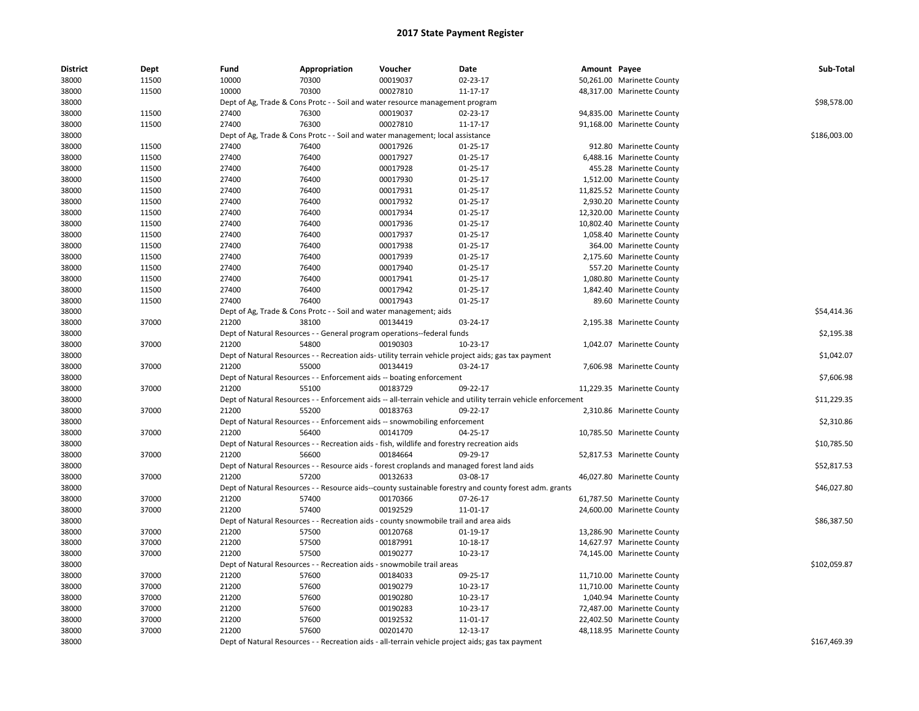# 2017 State Payment Register

| District | Dept | Fund | Appropriation | Voucher | Date | Amount | Payee | Sub-Total |
|---|---|---|---|---|---|---|---|---|
| 38000 | 11500 | 10000 | 70300 | 00019037 | 02-23-17 | 50,261.00 | Marinette County | |
| 38000 | 11500 | 10000 | 70300 | 00027810 | 11-17-17 | 48,317.00 | Marinette County | |
| 38000 | | Dept of Ag, Trade & Cons Protc - - Soil and water resource management program | | | | | | $98,578.00 |
| 38000 | 11500 | 27400 | 76300 | 00019037 | 02-23-17 | 94,835.00 | Marinette County | |
| 38000 | 11500 | 27400 | 76300 | 00027810 | 11-17-17 | 91,168.00 | Marinette County | |
| 38000 | | Dept of Ag, Trade & Cons Protc - - Soil and water management; local assistance | | | | | | $186,003.00 |
| 38000 | 11500 | 27400 | 76400 | 00017926 | 01-25-17 | 912.80 | Marinette County | |
| 38000 | 11500 | 27400 | 76400 | 00017927 | 01-25-17 | 6,488.16 | Marinette County | |
| 38000 | 11500 | 27400 | 76400 | 00017928 | 01-25-17 | 455.28 | Marinette County | |
| 38000 | 11500 | 27400 | 76400 | 00017930 | 01-25-17 | 1,512.00 | Marinette County | |
| 38000 | 11500 | 27400 | 76400 | 00017931 | 01-25-17 | 11,825.52 | Marinette County | |
| 38000 | 11500 | 27400 | 76400 | 00017932 | 01-25-17 | 2,930.20 | Marinette County | |
| 38000 | 11500 | 27400 | 76400 | 00017934 | 01-25-17 | 12,320.00 | Marinette County | |
| 38000 | 11500 | 27400 | 76400 | 00017936 | 01-25-17 | 10,802.40 | Marinette County | |
| 38000 | 11500 | 27400 | 76400 | 00017937 | 01-25-17 | 1,058.40 | Marinette County | |
| 38000 | 11500 | 27400 | 76400 | 00017938 | 01-25-17 | 364.00 | Marinette County | |
| 38000 | 11500 | 27400 | 76400 | 00017939 | 01-25-17 | 2,175.60 | Marinette County | |
| 38000 | 11500 | 27400 | 76400 | 00017940 | 01-25-17 | 557.20 | Marinette County | |
| 38000 | 11500 | 27400 | 76400 | 00017941 | 01-25-17 | 1,080.80 | Marinette County | |
| 38000 | 11500 | 27400 | 76400 | 00017942 | 01-25-17 | 1,842.40 | Marinette County | |
| 38000 | 11500 | 27400 | 76400 | 00017943 | 01-25-17 | 89.60 | Marinette County | |
| 38000 | | Dept of Ag, Trade & Cons Protc - - Soil and water management; aids | | | | | | $54,414.36 |
| 38000 | 37000 | 21200 | 38100 | 00134419 | 03-24-17 | 2,195.38 | Marinette County | |
| 38000 | | Dept of Natural Resources - - General program operations--federal funds | | | | | | $2,195.38 |
| 38000 | 37000 | 21200 | 54800 | 00190303 | 10-23-17 | 1,042.07 | Marinette County | |
| 38000 | | Dept of Natural Resources - - Recreation aids- utility terrain vehicle project aids; gas tax payment | | | | | | $1,042.07 |
| 38000 | 37000 | 21200 | 55000 | 00134419 | 03-24-17 | 7,606.98 | Marinette County | |
| 38000 | | Dept of Natural Resources - - Enforcement aids -- boating enforcement | | | | | | $7,606.98 |
| 38000 | 37000 | 21200 | 55100 | 00183729 | 09-22-17 | 11,229.35 | Marinette County | |
| 38000 | | Dept of Natural Resources - - Enforcement aids -- all-terrain vehicle and utility terrain vehicle enforcement | | | | | | $11,229.35 |
| 38000 | 37000 | 21200 | 55200 | 00183763 | 09-22-17 | 2,310.86 | Marinette County | |
| 38000 | | Dept of Natural Resources - - Enforcement aids -- snowmobiling enforcement | | | | | | $2,310.86 |
| 38000 | 37000 | 21200 | 56400 | 00141709 | 04-25-17 | 10,785.50 | Marinette County | |
| 38000 | | Dept of Natural Resources - - Recreation aids - fish, wildlife and forestry recreation aids | | | | | | $10,785.50 |
| 38000 | 37000 | 21200 | 56600 | 00184664 | 09-29-17 | 52,817.53 | Marinette County | |
| 38000 | | Dept of Natural Resources - - Resource aids - forest croplands and managed forest land aids | | | | | | $52,817.53 |
| 38000 | 37000 | 21200 | 57200 | 00132633 | 03-08-17 | 46,027.80 | Marinette County | |
| 38000 | | Dept of Natural Resources - - Resource aids--county sustainable forestry and county forest adm. grants | | | | | | $46,027.80 |
| 38000 | 37000 | 21200 | 57400 | 00170366 | 07-26-17 | 61,787.50 | Marinette County | |
| 38000 | 37000 | 21200 | 57400 | 00192529 | 11-01-17 | 24,600.00 | Marinette County | |
| 38000 | | Dept of Natural Resources - - Recreation aids - county snowmobile trail and area aids | | | | | | $86,387.50 |
| 38000 | 37000 | 21200 | 57500 | 00120768 | 01-19-17 | 13,286.90 | Marinette County | |
| 38000 | 37000 | 21200 | 57500 | 00187991 | 10-18-17 | 14,627.97 | Marinette County | |
| 38000 | 37000 | 21200 | 57500 | 00190277 | 10-23-17 | 74,145.00 | Marinette County | |
| 38000 | | Dept of Natural Resources - - Recreation aids - snowmobile trail areas | | | | | | $102,059.87 |
| 38000 | 37000 | 21200 | 57600 | 00184033 | 09-25-17 | 11,710.00 | Marinette County | |
| 38000 | 37000 | 21200 | 57600 | 00190279 | 10-23-17 | 11,710.00 | Marinette County | |
| 38000 | 37000 | 21200 | 57600 | 00190280 | 10-23-17 | 1,040.94 | Marinette County | |
| 38000 | 37000 | 21200 | 57600 | 00190283 | 10-23-17 | 72,487.00 | Marinette County | |
| 38000 | 37000 | 21200 | 57600 | 00192532 | 11-01-17 | 22,402.50 | Marinette County | |
| 38000 | 37000 | 21200 | 57600 | 00201470 | 12-13-17 | 48,118.95 | Marinette County | |
| 38000 | | Dept of Natural Resources - - Recreation aids - all-terrain vehicle project aids; gas tax payment | | | | | | $167,469.39 |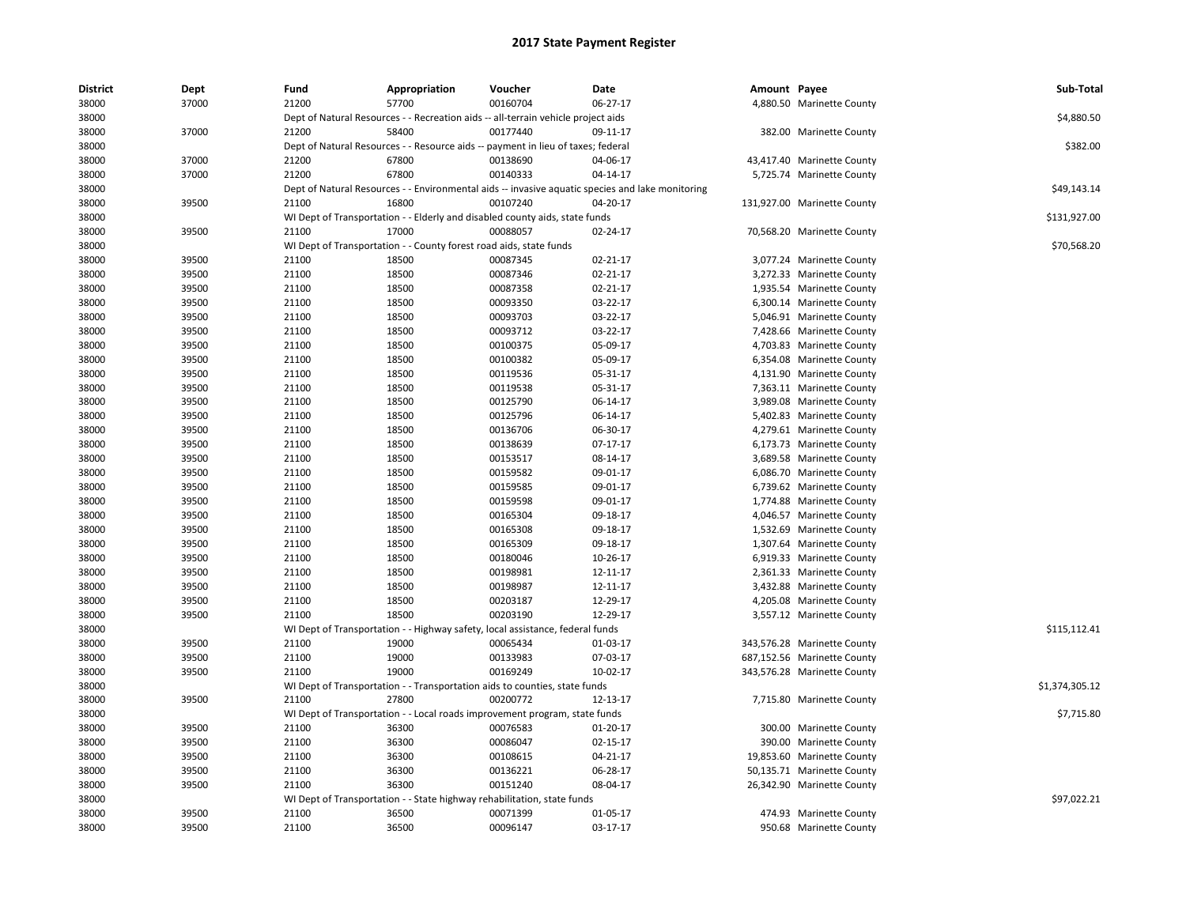# 2017 State Payment Register

| District | Dept | Fund | Appropriation | Voucher | Date | Amount | Payee | Sub-Total |
|---|---|---|---|---|---|---|---|---|
| 38000 | 37000 | 21200 | 57700 | 00160704 | 06-27-17 | 4,880.50 | Marinette County | |
| 38000 | | Dept of Natural Resources - - Recreation aids -- all-terrain vehicle project aids | | | | | | $4,880.50 |
| 38000 | 37000 | 21200 | 58400 | 00177440 | 09-11-17 | 382.00 | Marinette County | |
| 38000 | | Dept of Natural Resources - - Resource aids -- payment in lieu of taxes; federal | | | | | | $382.00 |
| 38000 | 37000 | 21200 | 67800 | 00138690 | 04-06-17 | 43,417.40 | Marinette County | |
| 38000 | 37000 | 21200 | 67800 | 00140333 | 04-14-17 | 5,725.74 | Marinette County | |
| 38000 | | Dept of Natural Resources - - Environmental aids -- invasive aquatic species and lake monitoring | | | | | | $49,143.14 |
| 38000 | 39500 | 21100 | 16800 | 00107240 | 04-20-17 | 131,927.00 | Marinette County | |
| 38000 | | WI Dept of Transportation - - Elderly and disabled county aids, state funds | | | | | | $131,927.00 |
| 38000 | 39500 | 21100 | 17000 | 00088057 | 02-24-17 | 70,568.20 | Marinette County | |
| 38000 | | WI Dept of Transportation - - County forest road aids, state funds | | | | | | $70,568.20 |
| 38000 | 39500 | 21100 | 18500 | 00087345 | 02-21-17 | 3,077.24 | Marinette County | |
| 38000 | 39500 | 21100 | 18500 | 00087346 | 02-21-17 | 3,272.33 | Marinette County | |
| 38000 | 39500 | 21100 | 18500 | 00087358 | 02-21-17 | 1,935.54 | Marinette County | |
| 38000 | 39500 | 21100 | 18500 | 00093350 | 03-22-17 | 6,300.14 | Marinette County | |
| 38000 | 39500 | 21100 | 18500 | 00093703 | 03-22-17 | 5,046.91 | Marinette County | |
| 38000 | 39500 | 21100 | 18500 | 00093712 | 03-22-17 | 7,428.66 | Marinette County | |
| 38000 | 39500 | 21100 | 18500 | 00100375 | 05-09-17 | 4,703.83 | Marinette County | |
| 38000 | 39500 | 21100 | 18500 | 00100382 | 05-09-17 | 6,354.08 | Marinette County | |
| 38000 | 39500 | 21100 | 18500 | 00119536 | 05-31-17 | 4,131.90 | Marinette County | |
| 38000 | 39500 | 21100 | 18500 | 00119538 | 05-31-17 | 7,363.11 | Marinette County | |
| 38000 | 39500 | 21100 | 18500 | 00125790 | 06-14-17 | 3,989.08 | Marinette County | |
| 38000 | 39500 | 21100 | 18500 | 00125796 | 06-14-17 | 5,402.83 | Marinette County | |
| 38000 | 39500 | 21100 | 18500 | 00136706 | 06-30-17 | 4,279.61 | Marinette County | |
| 38000 | 39500 | 21100 | 18500 | 00138639 | 07-17-17 | 6,173.73 | Marinette County | |
| 38000 | 39500 | 21100 | 18500 | 00153517 | 08-14-17 | 3,689.58 | Marinette County | |
| 38000 | 39500 | 21100 | 18500 | 00159582 | 09-01-17 | 6,086.70 | Marinette County | |
| 38000 | 39500 | 21100 | 18500 | 00159585 | 09-01-17 | 6,739.62 | Marinette County | |
| 38000 | 39500 | 21100 | 18500 | 00159598 | 09-01-17 | 1,774.88 | Marinette County | |
| 38000 | 39500 | 21100 | 18500 | 00165304 | 09-18-17 | 4,046.57 | Marinette County | |
| 38000 | 39500 | 21100 | 18500 | 00165308 | 09-18-17 | 1,532.69 | Marinette County | |
| 38000 | 39500 | 21100 | 18500 | 00165309 | 09-18-17 | 1,307.64 | Marinette County | |
| 38000 | 39500 | 21100 | 18500 | 00180046 | 10-26-17 | 6,919.33 | Marinette County | |
| 38000 | 39500 | 21100 | 18500 | 00198981 | 12-11-17 | 2,361.33 | Marinette County | |
| 38000 | 39500 | 21100 | 18500 | 00198987 | 12-11-17 | 3,432.88 | Marinette County | |
| 38000 | 39500 | 21100 | 18500 | 00203187 | 12-29-17 | 4,205.08 | Marinette County | |
| 38000 | 39500 | 21100 | 18500 | 00203190 | 12-29-17 | 3,557.12 | Marinette County | |
| 38000 | | WI Dept of Transportation - - Highway safety, local assistance, federal funds | | | | | | $115,112.41 |
| 38000 | 39500 | 21100 | 19000 | 00065434 | 01-03-17 | 343,576.28 | Marinette County | |
| 38000 | 39500 | 21100 | 19000 | 00133983 | 07-03-17 | 687,152.56 | Marinette County | |
| 38000 | 39500 | 21100 | 19000 | 00169249 | 10-02-17 | 343,576.28 | Marinette County | |
| 38000 | | WI Dept of Transportation - - Transportation aids to counties, state funds | | | | | | $1,374,305.12 |
| 38000 | 39500 | 21100 | 27800 | 00200772 | 12-13-17 | 7,715.80 | Marinette County | |
| 38000 | | WI Dept of Transportation - - Local roads improvement program, state funds | | | | | | $7,715.80 |
| 38000 | 39500 | 21100 | 36300 | 00076583 | 01-20-17 | 300.00 | Marinette County | |
| 38000 | 39500 | 21100 | 36300 | 00086047 | 02-15-17 | 390.00 | Marinette County | |
| 38000 | 39500 | 21100 | 36300 | 00108615 | 04-21-17 | 19,853.60 | Marinette County | |
| 38000 | 39500 | 21100 | 36300 | 00136221 | 06-28-17 | 50,135.71 | Marinette County | |
| 38000 | 39500 | 21100 | 36300 | 00151240 | 08-04-17 | 26,342.90 | Marinette County | |
| 38000 | | WI Dept of Transportation - - State highway rehabilitation, state funds | | | | | | $97,022.21 |
| 38000 | 39500 | 21100 | 36500 | 00071399 | 01-05-17 | 474.93 | Marinette County | |
| 38000 | 39500 | 21100 | 36500 | 00096147 | 03-17-17 | 950.68 | Marinette County | |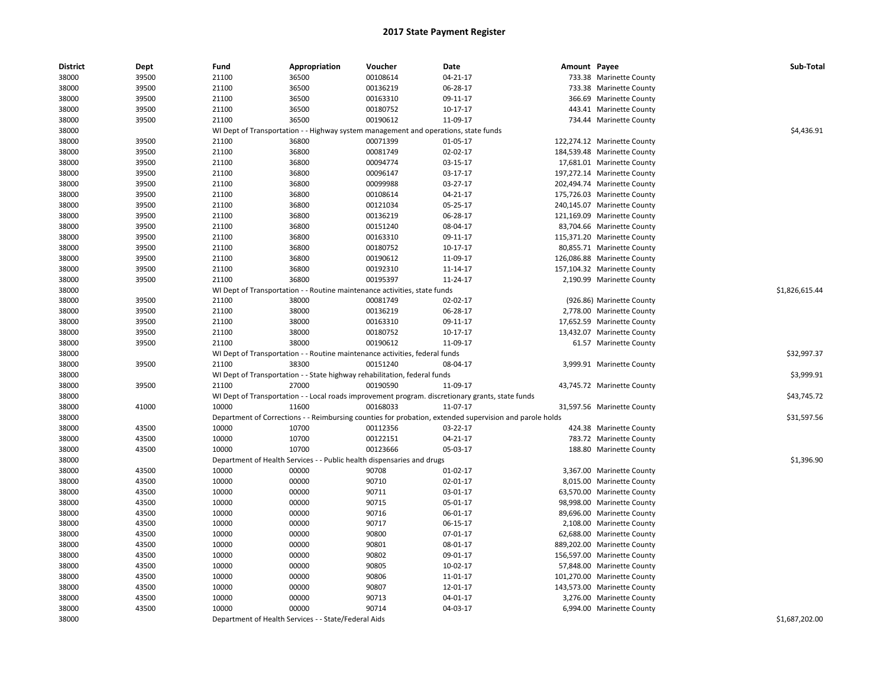# 2017 State Payment Register

| District | Dept | Fund | Appropriation | Voucher | Date | Amount | Payee | Sub-Total |
|---|---|---|---|---|---|---|---|---|
| 38000 | 39500 | 21100 | 36500 | 00108614 | 04-21-17 | 733.38 | Marinette County | |
| 38000 | 39500 | 21100 | 36500 | 00136219 | 06-28-17 | 733.38 | Marinette County | |
| 38000 | 39500 | 21100 | 36500 | 00163310 | 09-11-17 | 366.69 | Marinette County | |
| 38000 | 39500 | 21100 | 36500 | 00180752 | 10-17-17 | 443.41 | Marinette County | |
| 38000 | 39500 | 21100 | 36500 | 00190612 | 11-09-17 | 734.44 | Marinette County | |
| 38000 | | WI Dept of Transportation - - Highway system management and operations, state funds | | | | | | $4,436.91 |
| 38000 | 39500 | 21100 | 36800 | 00071399 | 01-05-17 | 122,274.12 | Marinette County | |
| 38000 | 39500 | 21100 | 36800 | 00081749 | 02-02-17 | 184,539.48 | Marinette County | |
| 38000 | 39500 | 21100 | 36800 | 00094774 | 03-15-17 | 17,681.01 | Marinette County | |
| 38000 | 39500 | 21100 | 36800 | 00096147 | 03-17-17 | 197,272.14 | Marinette County | |
| 38000 | 39500 | 21100 | 36800 | 00099988 | 03-27-17 | 202,494.74 | Marinette County | |
| 38000 | 39500 | 21100 | 36800 | 00108614 | 04-21-17 | 175,726.03 | Marinette County | |
| 38000 | 39500 | 21100 | 36800 | 00121034 | 05-25-17 | 240,145.07 | Marinette County | |
| 38000 | 39500 | 21100 | 36800 | 00136219 | 06-28-17 | 121,169.09 | Marinette County | |
| 38000 | 39500 | 21100 | 36800 | 00151240 | 08-04-17 | 83,704.66 | Marinette County | |
| 38000 | 39500 | 21100 | 36800 | 00163310 | 09-11-17 | 115,371.20 | Marinette County | |
| 38000 | 39500 | 21100 | 36800 | 00180752 | 10-17-17 | 80,855.71 | Marinette County | |
| 38000 | 39500 | 21100 | 36800 | 00190612 | 11-09-17 | 126,086.88 | Marinette County | |
| 38000 | 39500 | 21100 | 36800 | 00192310 | 11-14-17 | 157,104.32 | Marinette County | |
| 38000 | 39500 | 21100 | 36800 | 00195397 | 11-24-17 | 2,190.99 | Marinette County | |
| 38000 | | WI Dept of Transportation - - Routine maintenance activities, state funds | | | | | | $1,826,615.44 |
| 38000 | 39500 | 21100 | 38000 | 00081749 | 02-02-17 | (926.86) | Marinette County | |
| 38000 | 39500 | 21100 | 38000 | 00136219 | 06-28-17 | 2,778.00 | Marinette County | |
| 38000 | 39500 | 21100 | 38000 | 00163310 | 09-11-17 | 17,652.59 | Marinette County | |
| 38000 | 39500 | 21100 | 38000 | 00180752 | 10-17-17 | 13,432.07 | Marinette County | |
| 38000 | 39500 | 21100 | 38000 | 00190612 | 11-09-17 | 61.57 | Marinette County | |
| 38000 | | WI Dept of Transportation - - Routine maintenance activities, federal funds | | | | | | $32,997.37 |
| 38000 | 39500 | 21100 | 38300 | 00151240 | 08-04-17 | 3,999.91 | Marinette County | |
| 38000 | | WI Dept of Transportation - - State highway rehabilitation, federal funds | | | | | | $3,999.91 |
| 38000 | 39500 | 21100 | 27000 | 00190590 | 11-09-17 | 43,745.72 | Marinette County | |
| 38000 | | WI Dept of Transportation - - Local roads improvement program. discretionary grants, state funds | | | | | | $43,745.72 |
| 38000 | 41000 | 10000 | 11600 | 00168033 | 11-07-17 | 31,597.56 | Marinette County | |
| 38000 | | Department of Corrections - - Reimbursing counties for probation, extended supervision and parole holds | | | | | | $31,597.56 |
| 38000 | 43500 | 10000 | 10700 | 00112356 | 03-22-17 | 424.38 | Marinette County | |
| 38000 | 43500 | 10000 | 10700 | 00122151 | 04-21-17 | 783.72 | Marinette County | |
| 38000 | 43500 | 10000 | 10700 | 00123666 | 05-03-17 | 188.80 | Marinette County | |
| 38000 | | Department of Health Services - - Public health dispensaries and drugs | | | | | | $1,396.90 |
| 38000 | 43500 | 10000 | 00000 | 90708 | 01-02-17 | 3,367.00 | Marinette County | |
| 38000 | 43500 | 10000 | 00000 | 90710 | 02-01-17 | 8,015.00 | Marinette County | |
| 38000 | 43500 | 10000 | 00000 | 90711 | 03-01-17 | 63,570.00 | Marinette County | |
| 38000 | 43500 | 10000 | 00000 | 90715 | 05-01-17 | 98,998.00 | Marinette County | |
| 38000 | 43500 | 10000 | 00000 | 90716 | 06-01-17 | 89,696.00 | Marinette County | |
| 38000 | 43500 | 10000 | 00000 | 90717 | 06-15-17 | 2,108.00 | Marinette County | |
| 38000 | 43500 | 10000 | 00000 | 90800 | 07-01-17 | 62,688.00 | Marinette County | |
| 38000 | 43500 | 10000 | 00000 | 90801 | 08-01-17 | 889,202.00 | Marinette County | |
| 38000 | 43500 | 10000 | 00000 | 90802 | 09-01-17 | 156,597.00 | Marinette County | |
| 38000 | 43500 | 10000 | 00000 | 90805 | 10-02-17 | 57,848.00 | Marinette County | |
| 38000 | 43500 | 10000 | 00000 | 90806 | 11-01-17 | 101,270.00 | Marinette County | |
| 38000 | 43500 | 10000 | 00000 | 90807 | 12-01-17 | 143,573.00 | Marinette County | |
| 38000 | 43500 | 10000 | 00000 | 90713 | 04-01-17 | 3,276.00 | Marinette County | |
| 38000 | 43500 | 10000 | 00000 | 90714 | 04-03-17 | 6,994.00 | Marinette County | |
| 38000 | | Department of Health Services - - State/Federal Aids | | | | | | $1,687,202.00 |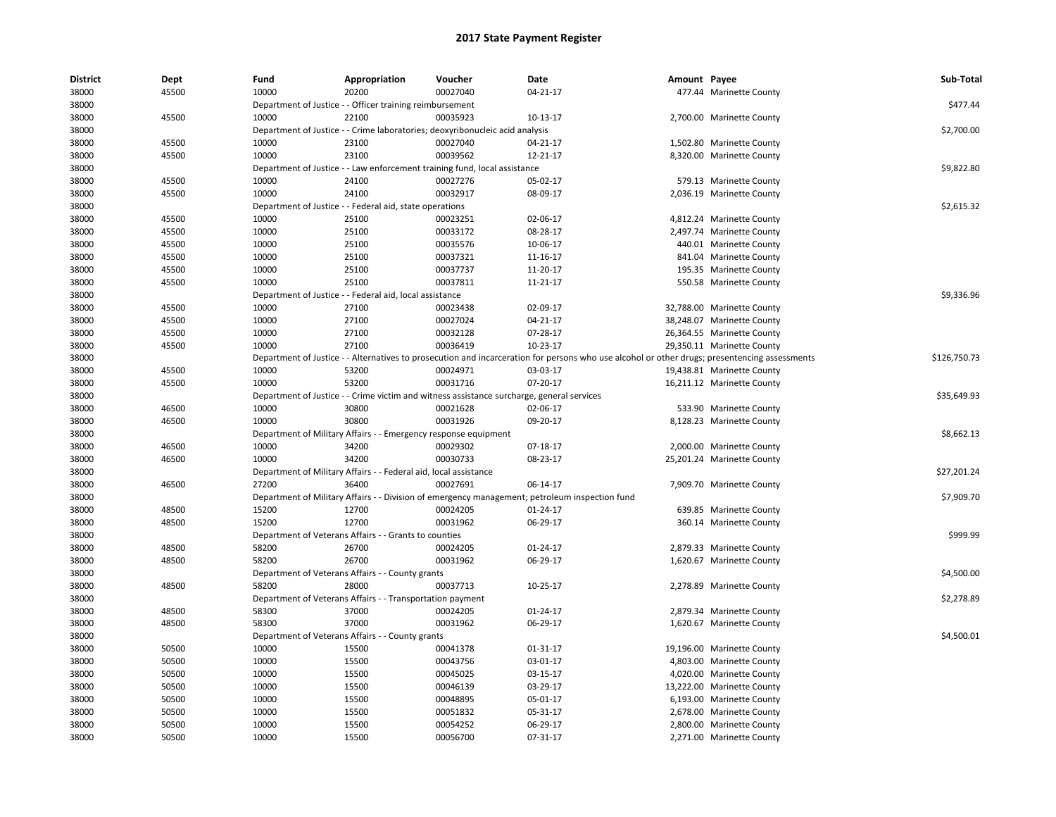# 2017 State Payment Register

| District | Dept | Fund | Appropriation | Voucher | Date | Amount | Payee | Sub-Total |
|---|---|---|---|---|---|---|---|---|
| 38000 | 45500 | 10000 | 20200 | 00027040 | 04-21-17 | 477.44 | Marinette County | |
| 38000 | | Department of Justice - - Officer training reimbursement | | | | | | $477.44 |
| 38000 | 45500 | 10000 | 22100 | 00035923 | 10-13-17 | 2,700.00 | Marinette County | |
| 38000 | | Department of Justice - - Crime laboratories; deoxyribonucleic acid analysis | | | | | | $2,700.00 |
| 38000 | 45500 | 10000 | 23100 | 00027040 | 04-21-17 | 1,502.80 | Marinette County | |
| 38000 | 45500 | 10000 | 23100 | 00039562 | 12-21-17 | 8,320.00 | Marinette County | |
| 38000 | | Department of Justice - - Law enforcement training fund, local assistance | | | | | | $9,822.80 |
| 38000 | 45500 | 10000 | 24100 | 00027276 | 05-02-17 | 579.13 | Marinette County | |
| 38000 | 45500 | 10000 | 24100 | 00032917 | 08-09-17 | 2,036.19 | Marinette County | |
| 38000 | | Department of Justice - - Federal aid, state operations | | | | | | $2,615.32 |
| 38000 | 45500 | 10000 | 25100 | 00023251 | 02-06-17 | 4,812.24 | Marinette County | |
| 38000 | 45500 | 10000 | 25100 | 00033172 | 08-28-17 | 2,497.74 | Marinette County | |
| 38000 | 45500 | 10000 | 25100 | 00035576 | 10-06-17 | 440.01 | Marinette County | |
| 38000 | 45500 | 10000 | 25100 | 00037321 | 11-16-17 | 841.04 | Marinette County | |
| 38000 | 45500 | 10000 | 25100 | 00037737 | 11-20-17 | 195.35 | Marinette County | |
| 38000 | 45500 | 10000 | 25100 | 00037811 | 11-21-17 | 550.58 | Marinette County | |
| 38000 | | Department of Justice - - Federal aid, local assistance | | | | | | $9,336.96 |
| 38000 | 45500 | 10000 | 27100 | 00023438 | 02-09-17 | 32,788.00 | Marinette County | |
| 38000 | 45500 | 10000 | 27100 | 00027024 | 04-21-17 | 38,248.07 | Marinette County | |
| 38000 | 45500 | 10000 | 27100 | 00032128 | 07-28-17 | 26,364.55 | Marinette County | |
| 38000 | 45500 | 10000 | 27100 | 00036419 | 10-23-17 | 29,350.11 | Marinette County | |
| 38000 | | Department of Justice - - Alternatives to prosecution and incarceration for persons who use alcohol or other drugs; presentencing assessments | | | | | | $126,750.73 |
| 38000 | 45500 | 10000 | 53200 | 00024971 | 03-03-17 | 19,438.81 | Marinette County | |
| 38000 | 45500 | 10000 | 53200 | 00031716 | 07-20-17 | 16,211.12 | Marinette County | |
| 38000 | | Department of Justice - - Crime victim and witness assistance surcharge, general services | | | | | | $35,649.93 |
| 38000 | 46500 | 10000 | 30800 | 00021628 | 02-06-17 | 533.90 | Marinette County | |
| 38000 | 46500 | 10000 | 30800 | 00031926 | 09-20-17 | 8,128.23 | Marinette County | |
| 38000 | | Department of Military Affairs - - Emergency response equipment | | | | | | $8,662.13 |
| 38000 | 46500 | 10000 | 34200 | 00029302 | 07-18-17 | 2,000.00 | Marinette County | |
| 38000 | 46500 | 10000 | 34200 | 00030733 | 08-23-17 | 25,201.24 | Marinette County | |
| 38000 | | Department of Military Affairs - - Federal aid, local assistance | | | | | | $27,201.24 |
| 38000 | 46500 | 27200 | 36400 | 00027691 | 06-14-17 | 7,909.70 | Marinette County | |
| 38000 | | Department of Military Affairs - - Division of emergency management; petroleum inspection fund | | | | | | $7,909.70 |
| 38000 | 48500 | 15200 | 12700 | 00024205 | 01-24-17 | 639.85 | Marinette County | |
| 38000 | 48500 | 15200 | 12700 | 00031962 | 06-29-17 | 360.14 | Marinette County | |
| 38000 | | Department of Veterans Affairs - - Grants to counties | | | | | | $999.99 |
| 38000 | 48500 | 58200 | 26700 | 00024205 | 01-24-17 | 2,879.33 | Marinette County | |
| 38000 | 48500 | 58200 | 26700 | 00031962 | 06-29-17 | 1,620.67 | Marinette County | |
| 38000 | | Department of Veterans Affairs - - County grants | | | | | | $4,500.00 |
| 38000 | 48500 | 58200 | 28000 | 00037713 | 10-25-17 | 2,278.89 | Marinette County | |
| 38000 | | Department of Veterans Affairs - - Transportation payment | | | | | | $2,278.89 |
| 38000 | 48500 | 58300 | 37000 | 00024205 | 01-24-17 | 2,879.34 | Marinette County | |
| 38000 | 48500 | 58300 | 37000 | 00031962 | 06-29-17 | 1,620.67 | Marinette County | |
| 38000 | | Department of Veterans Affairs - - County grants | | | | | | $4,500.01 |
| 38000 | 50500 | 10000 | 15500 | 00041378 | 01-31-17 | 19,196.00 | Marinette County | |
| 38000 | 50500 | 10000 | 15500 | 00043756 | 03-01-17 | 4,803.00 | Marinette County | |
| 38000 | 50500 | 10000 | 15500 | 00045025 | 03-15-17 | 4,020.00 | Marinette County | |
| 38000 | 50500 | 10000 | 15500 | 00046139 | 03-29-17 | 13,222.00 | Marinette County | |
| 38000 | 50500 | 10000 | 15500 | 00048895 | 05-01-17 | 6,193.00 | Marinette County | |
| 38000 | 50500 | 10000 | 15500 | 00051832 | 05-31-17 | 2,678.00 | Marinette County | |
| 38000 | 50500 | 10000 | 15500 | 00054252 | 06-29-17 | 2,800.00 | Marinette County | |
| 38000 | 50500 | 10000 | 15500 | 00056700 | 07-31-17 | 2,271.00 | Marinette County | |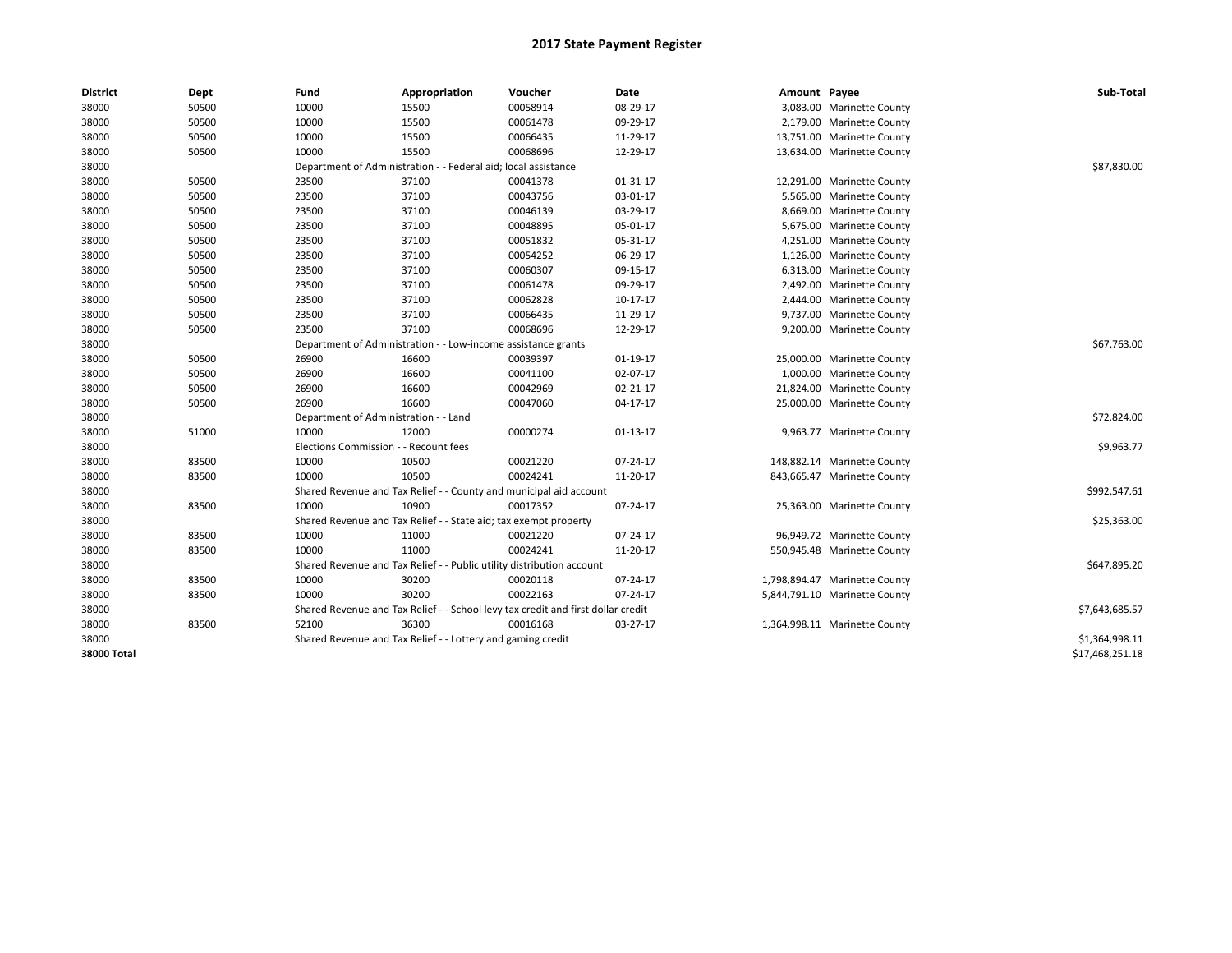# 2017 State Payment Register

| District | Dept | Fund | Appropriation | Voucher | Date | Amount | Payee | Sub-Total |
|---|---|---|---|---|---|---|---|---|
| 38000 | 50500 | 10000 | 15500 | 00058914 | 08-29-17 | 3,083.00 | Marinette County | |
| 38000 | 50500 | 10000 | 15500 | 00061478 | 09-29-17 | 2,179.00 | Marinette County | |
| 38000 | 50500 | 10000 | 15500 | 00066435 | 11-29-17 | 13,751.00 | Marinette County | |
| 38000 | 50500 | 10000 | 15500 | 00068696 | 12-29-17 | 13,634.00 | Marinette County | |
| 38000 | | Department of Administration - - Federal aid; local assistance | | | | | | $87,830.00 |
| 38000 | 50500 | 23500 | 37100 | 00041378 | 01-31-17 | 12,291.00 | Marinette County | |
| 38000 | 50500 | 23500 | 37100 | 00043756 | 03-01-17 | 5,565.00 | Marinette County | |
| 38000 | 50500 | 23500 | 37100 | 00046139 | 03-29-17 | 8,669.00 | Marinette County | |
| 38000 | 50500 | 23500 | 37100 | 00048895 | 05-01-17 | 5,675.00 | Marinette County | |
| 38000 | 50500 | 23500 | 37100 | 00051832 | 05-31-17 | 4,251.00 | Marinette County | |
| 38000 | 50500 | 23500 | 37100 | 00054252 | 06-29-17 | 1,126.00 | Marinette County | |
| 38000 | 50500 | 23500 | 37100 | 00060307 | 09-15-17 | 6,313.00 | Marinette County | |
| 38000 | 50500 | 23500 | 37100 | 00061478 | 09-29-17 | 2,492.00 | Marinette County | |
| 38000 | 50500 | 23500 | 37100 | 00062828 | 10-17-17 | 2,444.00 | Marinette County | |
| 38000 | 50500 | 23500 | 37100 | 00066435 | 11-29-17 | 9,737.00 | Marinette County | |
| 38000 | 50500 | 23500 | 37100 | 00068696 | 12-29-17 | 9,200.00 | Marinette County | |
| 38000 | | Department of Administration - - Low-income assistance grants | | | | | | $67,763.00 |
| 38000 | 50500 | 26900 | 16600 | 00039397 | 01-19-17 | 25,000.00 | Marinette County | |
| 38000 | 50500 | 26900 | 16600 | 00041100 | 02-07-17 | 1,000.00 | Marinette County | |
| 38000 | 50500 | 26900 | 16600 | 00042969 | 02-21-17 | 21,824.00 | Marinette County | |
| 38000 | 50500 | 26900 | 16600 | 00047060 | 04-17-17 | 25,000.00 | Marinette County | |
| 38000 | | Department of Administration - - Land | | | | | | $72,824.00 |
| 38000 | 51000 | 10000 | 12000 | 00000274 | 01-13-17 | 9,963.77 | Marinette County | |
| 38000 | | Elections Commission - - Recount fees | | | | | | $9,963.77 |
| 38000 | 83500 | 10000 | 10500 | 00021220 | 07-24-17 | 148,882.14 | Marinette County | |
| 38000 | 83500 | 10000 | 10500 | 00024241 | 11-20-17 | 843,665.47 | Marinette County | |
| 38000 | | Shared Revenue and Tax Relief - - County and municipal aid account | | | | | | $992,547.61 |
| 38000 | 83500 | 10000 | 10900 | 00017352 | 07-24-17 | 25,363.00 | Marinette County | |
| 38000 | | Shared Revenue and Tax Relief - - State aid; tax exempt property | | | | | | $25,363.00 |
| 38000 | 83500 | 10000 | 11000 | 00021220 | 07-24-17 | 96,949.72 | Marinette County | |
| 38000 | 83500 | 10000 | 11000 | 00024241 | 11-20-17 | 550,945.48 | Marinette County | |
| 38000 | | Shared Revenue and Tax Relief - - Public utility distribution account | | | | | | $647,895.20 |
| 38000 | 83500 | 10000 | 30200 | 00020118 | 07-24-17 | 1,798,894.47 | Marinette County | |
| 38000 | 83500 | 10000 | 30200 | 00022163 | 07-24-17 | 5,844,791.10 | Marinette County | |
| 38000 | | Shared Revenue and Tax Relief - - School levy tax credit and first dollar credit | | | | | | $7,643,685.57 |
| 38000 | 83500 | 52100 | 36300 | 00016168 | 03-27-17 | 1,364,998.11 | Marinette County | |
| 38000 | | Shared Revenue and Tax Relief - - Lottery and gaming credit | | | | | | $1,364,998.11 |
| **38000 Total** | | | | | | | | $17,468,251.18 |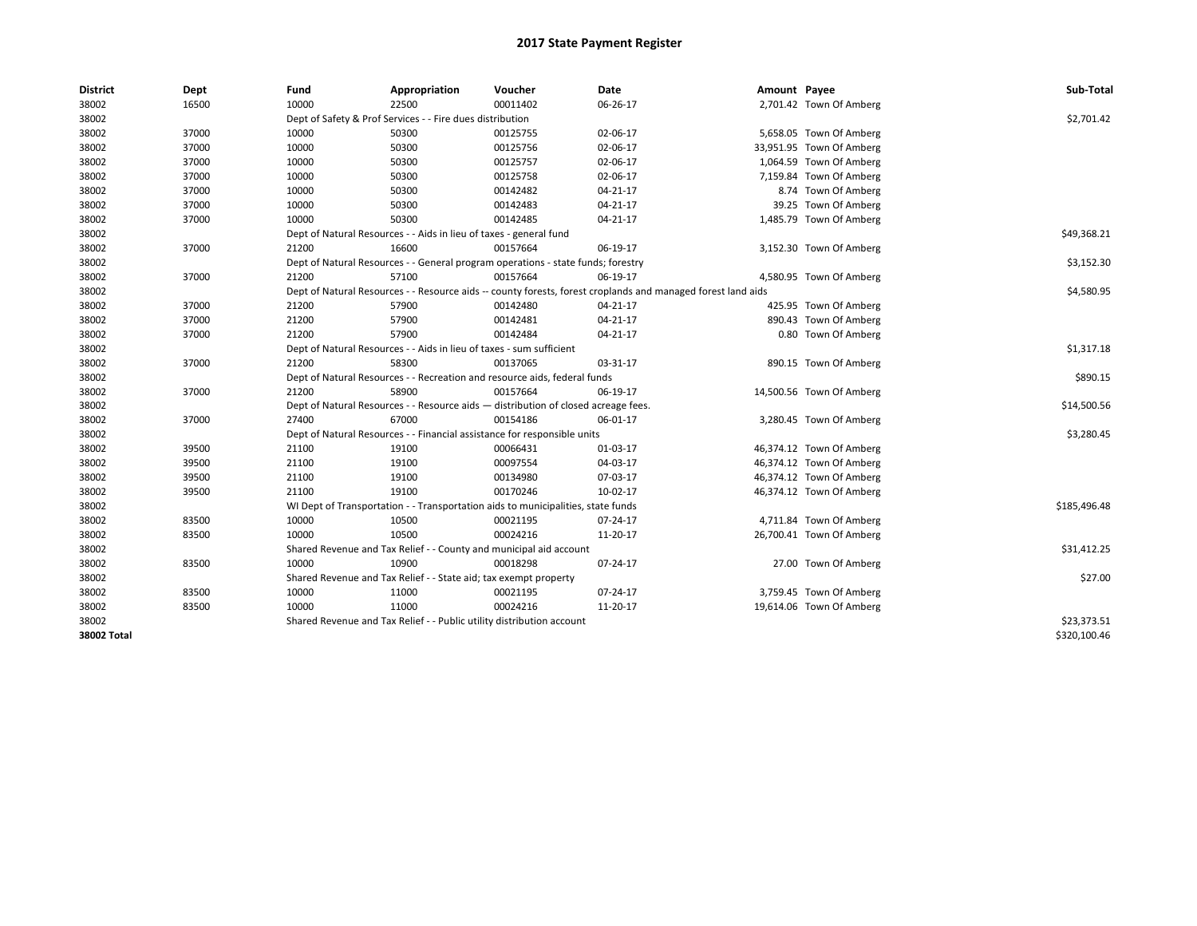# 2017 State Payment Register

| District | Dept | Fund | Appropriation | Voucher | Date | Amount | Payee | Sub-Total |
|---|---|---|---|---|---|---|---|---|
| 38002 | 16500 | 10000 | 22500 | 00011402 | 06-26-17 | 2,701.42 | Town Of Amberg | |
| 38002 | | Dept of Safety & Prof Services - - Fire dues distribution | | | | | | $2,701.42 |
| 38002 | 37000 | 10000 | 50300 | 00125755 | 02-06-17 | 5,658.05 | Town Of Amberg | |
| 38002 | 37000 | 10000 | 50300 | 00125756 | 02-06-17 | 33,951.95 | Town Of Amberg | |
| 38002 | 37000 | 10000 | 50300 | 00125757 | 02-06-17 | 1,064.59 | Town Of Amberg | |
| 38002 | 37000 | 10000 | 50300 | 00125758 | 02-06-17 | 7,159.84 | Town Of Amberg | |
| 38002 | 37000 | 10000 | 50300 | 00142482 | 04-21-17 | 8.74 | Town Of Amberg | |
| 38002 | 37000 | 10000 | 50300 | 00142483 | 04-21-17 | 39.25 | Town Of Amberg | |
| 38002 | 37000 | 10000 | 50300 | 00142485 | 04-21-17 | 1,485.79 | Town Of Amberg | |
| 38002 | | Dept of Natural Resources - - Aids in lieu of taxes - general fund | | | | | | $49,368.21 |
| 38002 | 37000 | 21200 | 16600 | 00157664 | 06-19-17 | 3,152.30 | Town Of Amberg | |
| 38002 | | Dept of Natural Resources - - General program operations - state funds; forestry | | | | | | $3,152.30 |
| 38002 | 37000 | 21200 | 57100 | 00157664 | 06-19-17 | 4,580.95 | Town Of Amberg | |
| 38002 | | Dept of Natural Resources - - Resource aids -- county forests, forest croplands and managed forest land aids | | | | | | $4,580.95 |
| 38002 | 37000 | 21200 | 57900 | 00142480 | 04-21-17 | 425.95 | Town Of Amberg | |
| 38002 | 37000 | 21200 | 57900 | 00142481 | 04-21-17 | 890.43 | Town Of Amberg | |
| 38002 | 37000 | 21200 | 57900 | 00142484 | 04-21-17 | 0.80 | Town Of Amberg | |
| 38002 | | Dept of Natural Resources - - Aids in lieu of taxes - sum sufficient | | | | | | $1,317.18 |
| 38002 | 37000 | 21200 | 58300 | 00137065 | 03-31-17 | 890.15 | Town Of Amberg | |
| 38002 | | Dept of Natural Resources - - Recreation and resource aids, federal funds | | | | | | $890.15 |
| 38002 | 37000 | 21200 | 58900 | 00157664 | 06-19-17 | 14,500.56 | Town Of Amberg | |
| 38002 | | Dept of Natural Resources - - Resource aids — distribution of closed acreage fees. | | | | | | $14,500.56 |
| 38002 | 37000 | 27400 | 67000 | 00154186 | 06-01-17 | 3,280.45 | Town Of Amberg | |
| 38002 | | Dept of Natural Resources - - Financial assistance for responsible units | | | | | | $3,280.45 |
| 38002 | 39500 | 21100 | 19100 | 00066431 | 01-03-17 | 46,374.12 | Town Of Amberg | |
| 38002 | 39500 | 21100 | 19100 | 00097554 | 04-03-17 | 46,374.12 | Town Of Amberg | |
| 38002 | 39500 | 21100 | 19100 | 00134980 | 07-03-17 | 46,374.12 | Town Of Amberg | |
| 38002 | 39500 | 21100 | 19100 | 00170246 | 10-02-17 | 46,374.12 | Town Of Amberg | |
| 38002 | | WI Dept of Transportation - - Transportation aids to municipalities, state funds | | | | | | $185,496.48 |
| 38002 | 83500 | 10000 | 10500 | 00021195 | 07-24-17 | 4,711.84 | Town Of Amberg | |
| 38002 | 83500 | 10000 | 10500 | 00024216 | 11-20-17 | 26,700.41 | Town Of Amberg | |
| 38002 | | Shared Revenue and Tax Relief - - County and municipal aid account | | | | | | $31,412.25 |
| 38002 | 83500 | 10000 | 10900 | 00018298 | 07-24-17 | 27.00 | Town Of Amberg | |
| 38002 | | Shared Revenue and Tax Relief - - State aid; tax exempt property | | | | | | $27.00 |
| 38002 | 83500 | 10000 | 11000 | 00021195 | 07-24-17 | 3,759.45 | Town Of Amberg | |
| 38002 | 83500 | 10000 | 11000 | 00024216 | 11-20-17 | 19,614.06 | Town Of Amberg | |
| 38002 | | Shared Revenue and Tax Relief - - Public utility distribution account | | | | | | $23,373.51 |
| **38002 Total** | | | | | | | | $320,100.46 |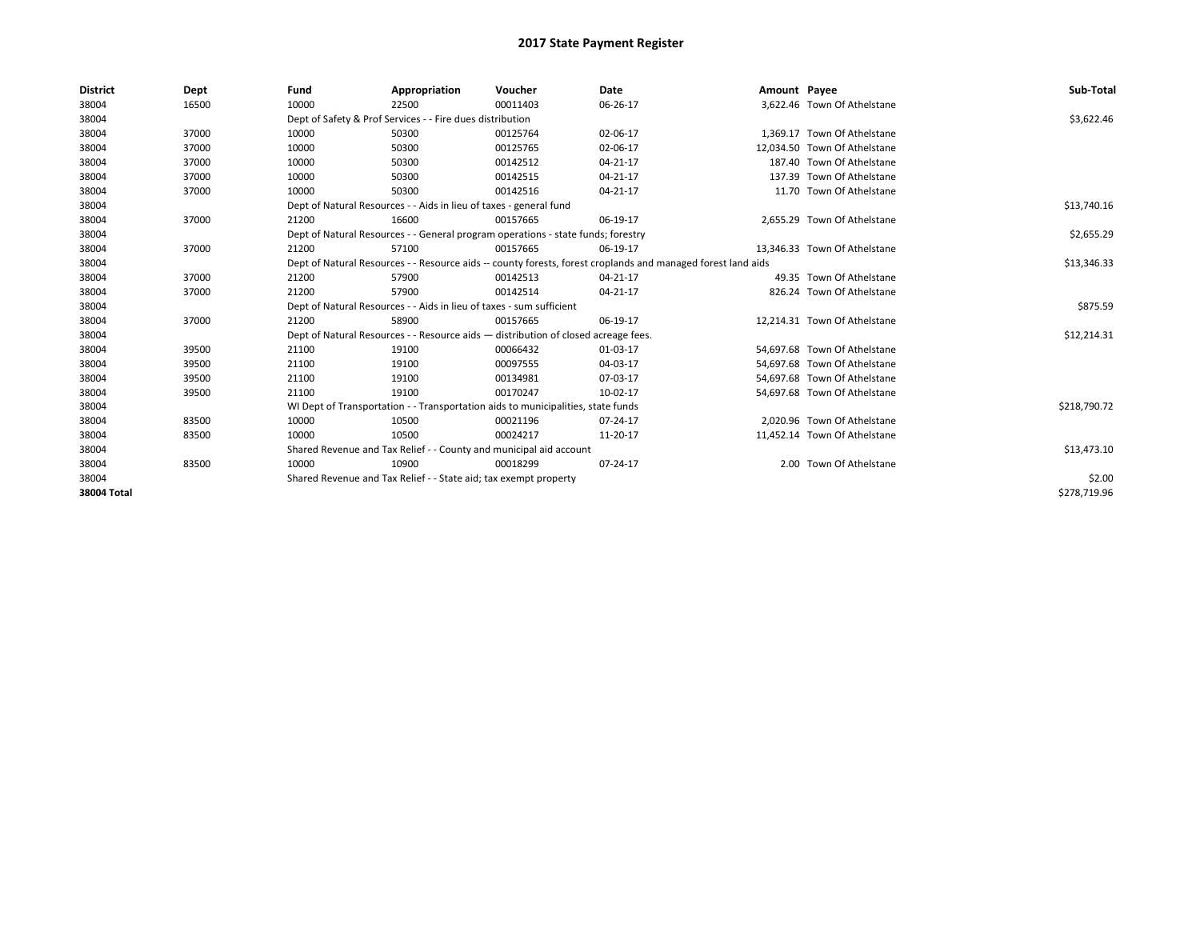# 2017 State Payment Register

| District | Dept | Fund | Appropriation | Voucher | Date | Amount | Payee | Sub-Total |
|---|---|---|---|---|---|---|---|---|
| 38004 | 16500 | 10000 | 22500 | 00011403 | 06-26-17 | 3,622.46 | Town Of Athelstane | |
| 38004 | | Dept of Safety & Prof Services - - Fire dues distribution | | | | | | $3,622.46 |
| 38004 | 37000 | 10000 | 50300 | 00125764 | 02-06-17 | 1,369.17 | Town Of Athelstane | |
| 38004 | 37000 | 10000 | 50300 | 00125765 | 02-06-17 | 12,034.50 | Town Of Athelstane | |
| 38004 | 37000 | 10000 | 50300 | 00142512 | 04-21-17 | 187.40 | Town Of Athelstane | |
| 38004 | 37000 | 10000 | 50300 | 00142515 | 04-21-17 | 137.39 | Town Of Athelstane | |
| 38004 | 37000 | 10000 | 50300 | 00142516 | 04-21-17 | 11.70 | Town Of Athelstane | |
| 38004 | | Dept of Natural Resources - - Aids in lieu of taxes - general fund | | | | | | $13,740.16 |
| 38004 | 37000 | 21200 | 16600 | 00157665 | 06-19-17 | 2,655.29 | Town Of Athelstane | |
| 38004 | | Dept of Natural Resources - - General program operations - state funds; forestry | | | | | | $2,655.29 |
| 38004 | 37000 | 21200 | 57100 | 00157665 | 06-19-17 | 13,346.33 | Town Of Athelstane | |
| 38004 | | Dept of Natural Resources - - Resource aids -- county forests, forest croplands and managed forest land aids | | | | | | $13,346.33 |
| 38004 | 37000 | 21200 | 57900 | 00142513 | 04-21-17 | 49.35 | Town Of Athelstane | |
| 38004 | 37000 | 21200 | 57900 | 00142514 | 04-21-17 | 826.24 | Town Of Athelstane | |
| 38004 | | Dept of Natural Resources - - Aids in lieu of taxes - sum sufficient | | | | | | $875.59 |
| 38004 | 37000 | 21200 | 58900 | 00157665 | 06-19-17 | 12,214.31 | Town Of Athelstane | |
| 38004 | | Dept of Natural Resources - - Resource aids — distribution of closed acreage fees. | | | | | | $12,214.31 |
| 38004 | 39500 | 21100 | 19100 | 00066432 | 01-03-17 | 54,697.68 | Town Of Athelstane | |
| 38004 | 39500 | 21100 | 19100 | 00097555 | 04-03-17 | 54,697.68 | Town Of Athelstane | |
| 38004 | 39500 | 21100 | 19100 | 00134981 | 07-03-17 | 54,697.68 | Town Of Athelstane | |
| 38004 | 39500 | 21100 | 19100 | 00170247 | 10-02-17 | 54,697.68 | Town Of Athelstane | |
| 38004 | | WI Dept of Transportation - - Transportation aids to municipalities, state funds | | | | | | $218,790.72 |
| 38004 | 83500 | 10000 | 10500 | 00021196 | 07-24-17 | 2,020.96 | Town Of Athelstane | |
| 38004 | 83500 | 10000 | 10500 | 00024217 | 11-20-17 | 11,452.14 | Town Of Athelstane | |
| 38004 | | Shared Revenue and Tax Relief - - County and municipal aid account | | | | | | $13,473.10 |
| 38004 | 83500 | 10000 | 10900 | 00018299 | 07-24-17 | 2.00 | Town Of Athelstane | |
| 38004 | | Shared Revenue and Tax Relief - - State aid; tax exempt property | | | | | | $2.00 |
| **38004 Total** | | | | | | | | $278,719.96 |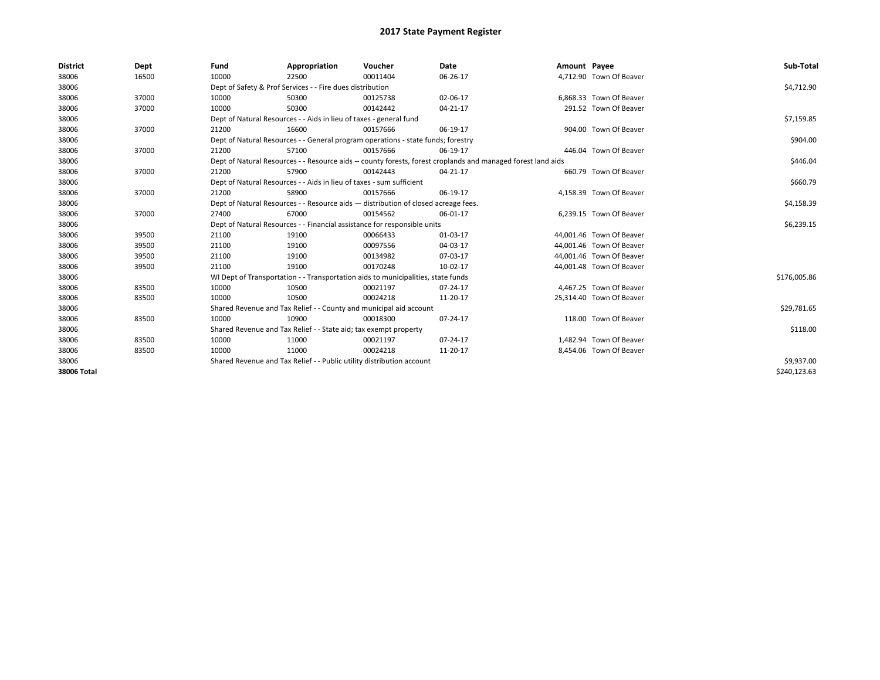# 2017 State Payment Register

| District | Dept | Fund | Appropriation | Voucher | Date | Amount | Payee | Sub-Total |
|---|---|---|---|---|---|---|---|---|
| 38006 | 16500 | 10000 | 22500 | 00011404 | 06-26-17 | 4,712.90 | Town Of Beaver | |
| 38006 | | Dept of Safety & Prof Services - - Fire dues distribution | | | | | | $4,712.90 |
| 38006 | 37000 | 10000 | 50300 | 00125738 | 02-06-17 | 6,868.33 | Town Of Beaver | |
| 38006 | 37000 | 10000 | 50300 | 00142442 | 04-21-17 | 291.52 | Town Of Beaver | |
| 38006 | | Dept of Natural Resources - - Aids in lieu of taxes - general fund | | | | | | $7,159.85 |
| 38006 | 37000 | 21200 | 16600 | 00157666 | 06-19-17 | 904.00 | Town Of Beaver | |
| 38006 | | Dept of Natural Resources - - General program operations - state funds; forestry | | | | | | $904.00 |
| 38006 | 37000 | 21200 | 57100 | 00157666 | 06-19-17 | 446.04 | Town Of Beaver | |
| 38006 | | Dept of Natural Resources - - Resource aids -- county forests, forest croplands and managed forest land aids | | | | | | $446.04 |
| 38006 | 37000 | 21200 | 57900 | 00142443 | 04-21-17 | 660.79 | Town Of Beaver | |
| 38006 | | Dept of Natural Resources - - Aids in lieu of taxes - sum sufficient | | | | | | $660.79 |
| 38006 | 37000 | 21200 | 58900 | 00157666 | 06-19-17 | 4,158.39 | Town Of Beaver | |
| 38006 | | Dept of Natural Resources - - Resource aids — distribution of closed acreage fees. | | | | | | $4,158.39 |
| 38006 | 37000 | 27400 | 67000 | 00154562 | 06-01-17 | 6,239.15 | Town Of Beaver | |
| 38006 | | Dept of Natural Resources - - Financial assistance for responsible units | | | | | | $6,239.15 |
| 38006 | 39500 | 21100 | 19100 | 00066433 | 01-03-17 | 44,001.46 | Town Of Beaver | |
| 38006 | 39500 | 21100 | 19100 | 00097556 | 04-03-17 | 44,001.46 | Town Of Beaver | |
| 38006 | 39500 | 21100 | 19100 | 00134982 | 07-03-17 | 44,001.46 | Town Of Beaver | |
| 38006 | 39500 | 21100 | 19100 | 00170248 | 10-02-17 | 44,001.48 | Town Of Beaver | |
| 38006 | | WI Dept of Transportation - - Transportation aids to municipalities, state funds | | | | | | $176,005.86 |
| 38006 | 83500 | 10000 | 10500 | 00021197 | 07-24-17 | 4,467.25 | Town Of Beaver | |
| 38006 | 83500 | 10000 | 10500 | 00024218 | 11-20-17 | 25,314.40 | Town Of Beaver | |
| 38006 | | Shared Revenue and Tax Relief - - County and municipal aid account | | | | | | $29,781.65 |
| 38006 | 83500 | 10000 | 10900 | 00018300 | 07-24-17 | 118.00 | Town Of Beaver | |
| 38006 | | Shared Revenue and Tax Relief - - State aid; tax exempt property | | | | | | $118.00 |
| 38006 | 83500 | 10000 | 11000 | 00021197 | 07-24-17 | 1,482.94 | Town Of Beaver | |
| 38006 | 83500 | 10000 | 11000 | 00024218 | 11-20-17 | 8,454.06 | Town Of Beaver | |
| 38006 | | Shared Revenue and Tax Relief - - Public utility distribution account | | | | | | $9,937.00 |
| **38006 Total** | | | | | | | | $240,123.63 |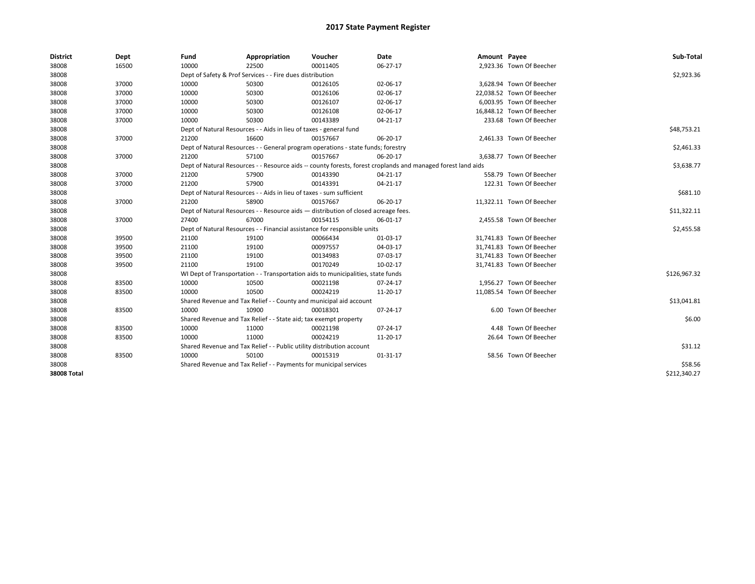# 2017 State Payment Register

| District | Dept | Fund | Appropriation | Voucher | Date | Amount | Payee | Sub-Total |
|---|---|---|---|---|---|---|---|---|
| 38008 | 16500 | 10000 | 22500 | 00011405 | 06-27-17 | 2,923.36 | Town Of Beecher | |
| 38008 | | Dept of Safety & Prof Services - - Fire dues distribution | | | | | | $2,923.36 |
| 38008 | 37000 | 10000 | 50300 | 00126105 | 02-06-17 | 3,628.94 | Town Of Beecher | |
| 38008 | 37000 | 10000 | 50300 | 00126106 | 02-06-17 | 22,038.52 | Town Of Beecher | |
| 38008 | 37000 | 10000 | 50300 | 00126107 | 02-06-17 | 6,003.95 | Town Of Beecher | |
| 38008 | 37000 | 10000 | 50300 | 00126108 | 02-06-17 | 16,848.12 | Town Of Beecher | |
| 38008 | 37000 | 10000 | 50300 | 00143389 | 04-21-17 | 233.68 | Town Of Beecher | |
| 38008 | | Dept of Natural Resources - - Aids in lieu of taxes - general fund | | | | | | $48,753.21 |
| 38008 | 37000 | 21200 | 16600 | 00157667 | 06-20-17 | 2,461.33 | Town Of Beecher | |
| 38008 | | Dept of Natural Resources - - General program operations - state funds; forestry | | | | | | $2,461.33 |
| 38008 | 37000 | 21200 | 57100 | 00157667 | 06-20-17 | 3,638.77 | Town Of Beecher | |
| 38008 | | Dept of Natural Resources - - Resource aids -- county forests, forest croplands and managed forest land aids | | | | | | $3,638.77 |
| 38008 | 37000 | 21200 | 57900 | 00143390 | 04-21-17 | 558.79 | Town Of Beecher | |
| 38008 | 37000 | 21200 | 57900 | 00143391 | 04-21-17 | 122.31 | Town Of Beecher | |
| 38008 | | Dept of Natural Resources - - Aids in lieu of taxes - sum sufficient | | | | | | $681.10 |
| 38008 | 37000 | 21200 | 58900 | 00157667 | 06-20-17 | 11,322.11 | Town Of Beecher | |
| 38008 | | Dept of Natural Resources - - Resource aids — distribution of closed acreage fees. | | | | | | $11,322.11 |
| 38008 | 37000 | 27400 | 67000 | 00154115 | 06-01-17 | 2,455.58 | Town Of Beecher | |
| 38008 | | Dept of Natural Resources - - Financial assistance for responsible units | | | | | | $2,455.58 |
| 38008 | 39500 | 21100 | 19100 | 00066434 | 01-03-17 | 31,741.83 | Town Of Beecher | |
| 38008 | 39500 | 21100 | 19100 | 00097557 | 04-03-17 | 31,741.83 | Town Of Beecher | |
| 38008 | 39500 | 21100 | 19100 | 00134983 | 07-03-17 | 31,741.83 | Town Of Beecher | |
| 38008 | 39500 | 21100 | 19100 | 00170249 | 10-02-17 | 31,741.83 | Town Of Beecher | |
| 38008 | | WI Dept of Transportation - - Transportation aids to municipalities, state funds | | | | | | $126,967.32 |
| 38008 | 83500 | 10000 | 10500 | 00021198 | 07-24-17 | 1,956.27 | Town Of Beecher | |
| 38008 | 83500 | 10000 | 10500 | 00024219 | 11-20-17 | 11,085.54 | Town Of Beecher | |
| 38008 | | Shared Revenue and Tax Relief - - County and municipal aid account | | | | | | $13,041.81 |
| 38008 | 83500 | 10000 | 10900 | 00018301 | 07-24-17 | 6.00 | Town Of Beecher | |
| 38008 | | Shared Revenue and Tax Relief - - State aid; tax exempt property | | | | | | $6.00 |
| 38008 | 83500 | 10000 | 11000 | 00021198 | 07-24-17 | 4.48 | Town Of Beecher | |
| 38008 | 83500 | 10000 | 11000 | 00024219 | 11-20-17 | 26.64 | Town Of Beecher | |
| 38008 | | Shared Revenue and Tax Relief - - Public utility distribution account | | | | | | $31.12 |
| 38008 | 83500 | 10000 | 50100 | 00015319 | 01-31-17 | 58.56 | Town Of Beecher | |
| 38008 | | Shared Revenue and Tax Relief - - Payments for municipal services | | | | | | $58.56 |
| **38008 Total** | | | | | | | | $212,340.27 |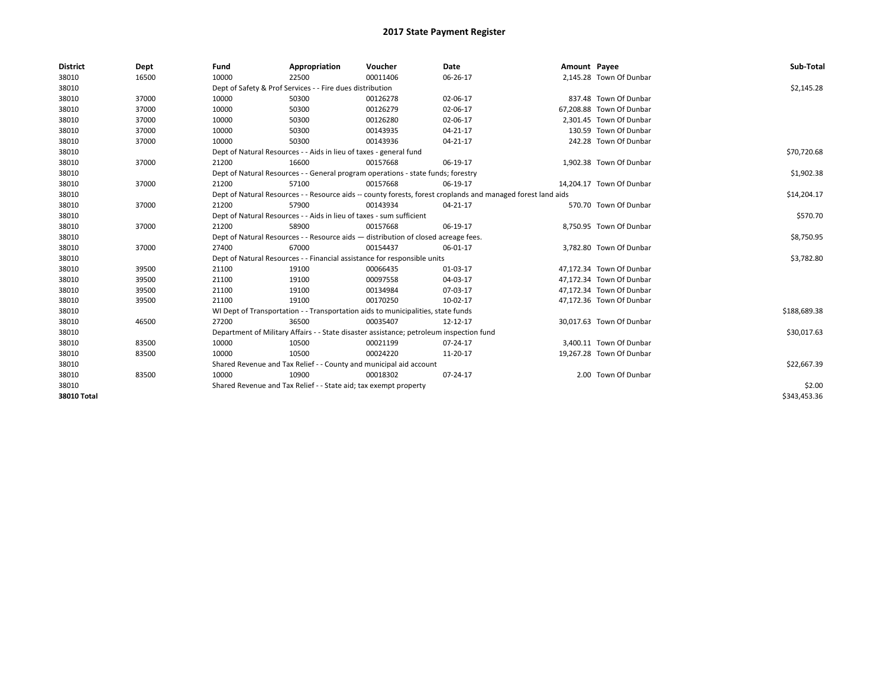# 2017 State Payment Register

| District | Dept | Fund | Appropriation | Voucher | Date | Amount | Payee | Sub-Total |
|---|---|---|---|---|---|---|---|---|
| 38010 | 16500 | 10000 | 22500 | 00011406 | 06-26-17 | 2,145.28 | Town Of Dunbar | |
| 38010 | | Dept of Safety & Prof Services - - Fire dues distribution | | | | | | $2,145.28 |
| 38010 | 37000 | 10000 | 50300 | 00126278 | 02-06-17 | 837.48 | Town Of Dunbar | |
| 38010 | 37000 | 10000 | 50300 | 00126279 | 02-06-17 | 67,208.88 | Town Of Dunbar | |
| 38010 | 37000 | 10000 | 50300 | 00126280 | 02-06-17 | 2,301.45 | Town Of Dunbar | |
| 38010 | 37000 | 10000 | 50300 | 00143935 | 04-21-17 | 130.59 | Town Of Dunbar | |
| 38010 | 37000 | 10000 | 50300 | 00143936 | 04-21-17 | 242.28 | Town Of Dunbar | |
| 38010 | | Dept of Natural Resources - - Aids in lieu of taxes - general fund | | | | | | $70,720.68 |
| 38010 | 37000 | 21200 | 16600 | 00157668 | 06-19-17 | 1,902.38 | Town Of Dunbar | |
| 38010 | | Dept of Natural Resources - - General program operations - state funds; forestry | | | | | | $1,902.38 |
| 38010 | 37000 | 21200 | 57100 | 00157668 | 06-19-17 | 14,204.17 | Town Of Dunbar | |
| 38010 | | Dept of Natural Resources - - Resource aids -- county forests, forest croplands and managed forest land aids | | | | | | $14,204.17 |
| 38010 | 37000 | 21200 | 57900 | 00143934 | 04-21-17 | 570.70 | Town Of Dunbar | |
| 38010 | | Dept of Natural Resources - - Aids in lieu of taxes - sum sufficient | | | | | | $570.70 |
| 38010 | 37000 | 21200 | 58900 | 00157668 | 06-19-17 | 8,750.95 | Town Of Dunbar | |
| 38010 | | Dept of Natural Resources - - Resource aids — distribution of closed acreage fees. | | | | | | $8,750.95 |
| 38010 | 37000 | 27400 | 67000 | 00154437 | 06-01-17 | 3,782.80 | Town Of Dunbar | |
| 38010 | | Dept of Natural Resources - - Financial assistance for responsible units | | | | | | $3,782.80 |
| 38010 | 39500 | 21100 | 19100 | 00066435 | 01-03-17 | 47,172.34 | Town Of Dunbar | |
| 38010 | 39500 | 21100 | 19100 | 00097558 | 04-03-17 | 47,172.34 | Town Of Dunbar | |
| 38010 | 39500 | 21100 | 19100 | 00134984 | 07-03-17 | 47,172.34 | Town Of Dunbar | |
| 38010 | 39500 | 21100 | 19100 | 00170250 | 10-02-17 | 47,172.36 | Town Of Dunbar | |
| 38010 | | WI Dept of Transportation - - Transportation aids to municipalities, state funds | | | | | | $188,689.38 |
| 38010 | 46500 | 27200 | 36500 | 00035407 | 12-12-17 | 30,017.63 | Town Of Dunbar | |
| 38010 | | Department of Military Affairs - - State disaster assistance; petroleum inspection fund | | | | | | $30,017.63 |
| 38010 | 83500 | 10000 | 10500 | 00021199 | 07-24-17 | 3,400.11 | Town Of Dunbar | |
| 38010 | 83500 | 10000 | 10500 | 00024220 | 11-20-17 | 19,267.28 | Town Of Dunbar | |
| 38010 | | Shared Revenue and Tax Relief - - County and municipal aid account | | | | | | $22,667.39 |
| 38010 | 83500 | 10000 | 10900 | 00018302 | 07-24-17 | 2.00 | Town Of Dunbar | |
| 38010 | | Shared Revenue and Tax Relief - - State aid; tax exempt property | | | | | | $2.00 |
| **38010 Total** | | | | | | | | $343,453.36 |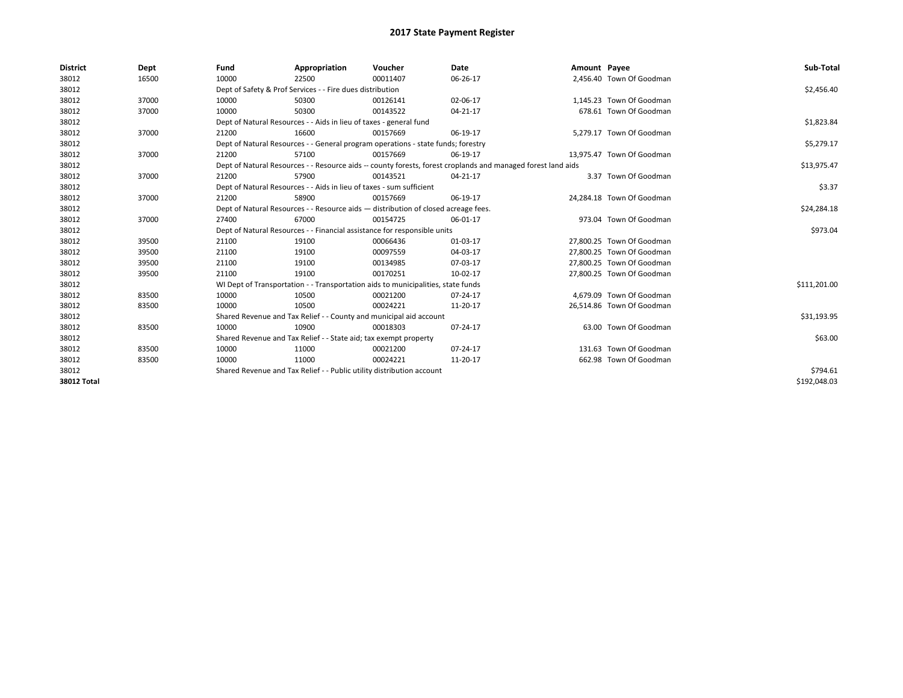# 2017 State Payment Register

| District | Dept | Fund | Appropriation | Voucher | Date | Amount | Payee | Sub-Total |
|---|---|---|---|---|---|---|---|---|
| 38012 | 16500 | 10000 | 22500 | 00011407 | 06-26-17 | 2,456.40 | Town Of Goodman | |
| 38012 | | Dept of Safety & Prof Services - - Fire dues distribution | | | | | | $2,456.40 |
| 38012 | 37000 | 10000 | 50300 | 00126141 | 02-06-17 | 1,145.23 | Town Of Goodman | |
| 38012 | 37000 | 10000 | 50300 | 00143522 | 04-21-17 | 678.61 | Town Of Goodman | |
| 38012 | | Dept of Natural Resources - - Aids in lieu of taxes - general fund | | | | | | $1,823.84 |
| 38012 | 37000 | 21200 | 16600 | 00157669 | 06-19-17 | 5,279.17 | Town Of Goodman | |
| 38012 | | Dept of Natural Resources - - General program operations - state funds; forestry | | | | | | $5,279.17 |
| 38012 | 37000 | 21200 | 57100 | 00157669 | 06-19-17 | 13,975.47 | Town Of Goodman | |
| 38012 | | Dept of Natural Resources - - Resource aids -- county forests, forest croplands and managed forest land aids | | | | | | $13,975.47 |
| 38012 | 37000 | 21200 | 57900 | 00143521 | 04-21-17 | 3.37 | Town Of Goodman | |
| 38012 | | Dept of Natural Resources - - Aids in lieu of taxes - sum sufficient | | | | | | $3.37 |
| 38012 | 37000 | 21200 | 58900 | 00157669 | 06-19-17 | 24,284.18 | Town Of Goodman | |
| 38012 | | Dept of Natural Resources - - Resource aids — distribution of closed acreage fees. | | | | | | $24,284.18 |
| 38012 | 37000 | 27400 | 67000 | 00154725 | 06-01-17 | 973.04 | Town Of Goodman | |
| 38012 | | Dept of Natural Resources - - Financial assistance for responsible units | | | | | | $973.04 |
| 38012 | 39500 | 21100 | 19100 | 00066436 | 01-03-17 | 27,800.25 | Town Of Goodman | |
| 38012 | 39500 | 21100 | 19100 | 00097559 | 04-03-17 | 27,800.25 | Town Of Goodman | |
| 38012 | 39500 | 21100 | 19100 | 00134985 | 07-03-17 | 27,800.25 | Town Of Goodman | |
| 38012 | 39500 | 21100 | 19100 | 00170251 | 10-02-17 | 27,800.25 | Town Of Goodman | |
| 38012 | | WI Dept of Transportation - - Transportation aids to municipalities, state funds | | | | | | $111,201.00 |
| 38012 | 83500 | 10000 | 10500 | 00021200 | 07-24-17 | 4,679.09 | Town Of Goodman | |
| 38012 | 83500 | 10000 | 10500 | 00024221 | 11-20-17 | 26,514.86 | Town Of Goodman | |
| 38012 | | Shared Revenue and Tax Relief - - County and municipal aid account | | | | | | $31,193.95 |
| 38012 | 83500 | 10000 | 10900 | 00018303 | 07-24-17 | 63.00 | Town Of Goodman | |
| 38012 | | Shared Revenue and Tax Relief - - State aid; tax exempt property | | | | | | $63.00 |
| 38012 | 83500 | 10000 | 11000 | 00021200 | 07-24-17 | 131.63 | Town Of Goodman | |
| 38012 | 83500 | 10000 | 11000 | 00024221 | 11-20-17 | 662.98 | Town Of Goodman | |
| 38012 | | Shared Revenue and Tax Relief - - Public utility distribution account | | | | | | $794.61 |
| **38012 Total** | | | | | | | | $192,048.03 |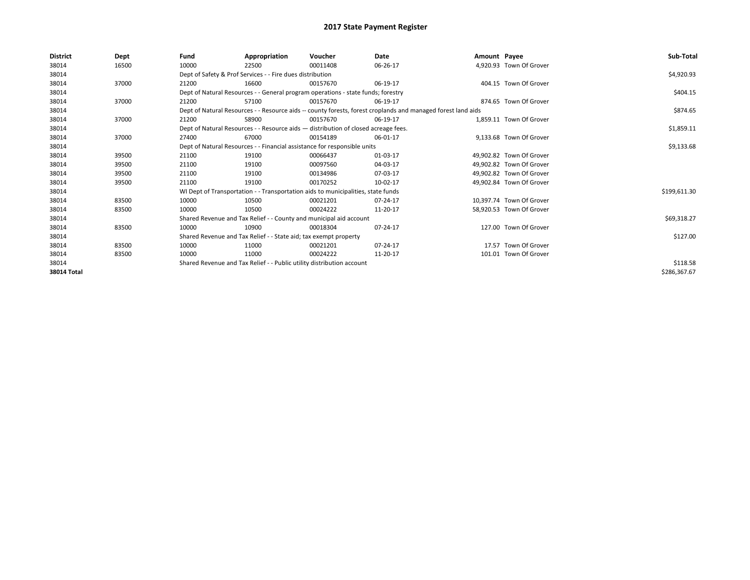# 2017 State Payment Register

| District | Dept | Fund | Appropriation | Voucher | Date | Amount | Payee | Sub-Total |
|---|---|---|---|---|---|---|---|---|
| 38014 | 16500 | 10000 | 22500 | 00011408 | 06-26-17 | 4,920.93 | Town Of Grover | |
| 38014 | | Dept of Safety & Prof Services - - Fire dues distribution | | | | | | $4,920.93 |
| 38014 | 37000 | 21200 | 16600 | 00157670 | 06-19-17 | 404.15 | Town Of Grover | |
| 38014 | | Dept of Natural Resources - - General program operations - state funds; forestry | | | | | | $404.15 |
| 38014 | 37000 | 21200 | 57100 | 00157670 | 06-19-17 | 874.65 | Town Of Grover | |
| 38014 | | Dept of Natural Resources - - Resource aids -- county forests, forest croplands and managed forest land aids | | | | | | $874.65 |
| 38014 | 37000 | 21200 | 58900 | 00157670 | 06-19-17 | 1,859.11 | Town Of Grover | |
| 38014 | | Dept of Natural Resources - - Resource aids — distribution of closed acreage fees. | | | | | | $1,859.11 |
| 38014 | 37000 | 27400 | 67000 | 00154189 | 06-01-17 | 9,133.68 | Town Of Grover | |
| 38014 | | Dept of Natural Resources - - Financial assistance for responsible units | | | | | | $9,133.68 |
| 38014 | 39500 | 21100 | 19100 | 00066437 | 01-03-17 | 49,902.82 | Town Of Grover | |
| 38014 | 39500 | 21100 | 19100 | 00097560 | 04-03-17 | 49,902.82 | Town Of Grover | |
| 38014 | 39500 | 21100 | 19100 | 00134986 | 07-03-17 | 49,902.82 | Town Of Grover | |
| 38014 | 39500 | 21100 | 19100 | 00170252 | 10-02-17 | 49,902.84 | Town Of Grover | |
| 38014 | | WI Dept of Transportation - - Transportation aids to municipalities, state funds | | | | | | $199,611.30 |
| 38014 | 83500 | 10000 | 10500 | 00021201 | 07-24-17 | 10,397.74 | Town Of Grover | |
| 38014 | 83500 | 10000 | 10500 | 00024222 | 11-20-17 | 58,920.53 | Town Of Grover | |
| 38014 | | Shared Revenue and Tax Relief - - County and municipal aid account | | | | | | $69,318.27 |
| 38014 | 83500 | 10000 | 10900 | 00018304 | 07-24-17 | 127.00 | Town Of Grover | |
| 38014 | | Shared Revenue and Tax Relief - - State aid; tax exempt property | | | | | | $127.00 |
| 38014 | 83500 | 10000 | 11000 | 00021201 | 07-24-17 | 17.57 | Town Of Grover | |
| 38014 | 83500 | 10000 | 11000 | 00024222 | 11-20-17 | 101.01 | Town Of Grover | |
| 38014 | | Shared Revenue and Tax Relief - - Public utility distribution account | | | | | | $118.58 |
| **38014 Total** | | | | | | | | $286,367.67 |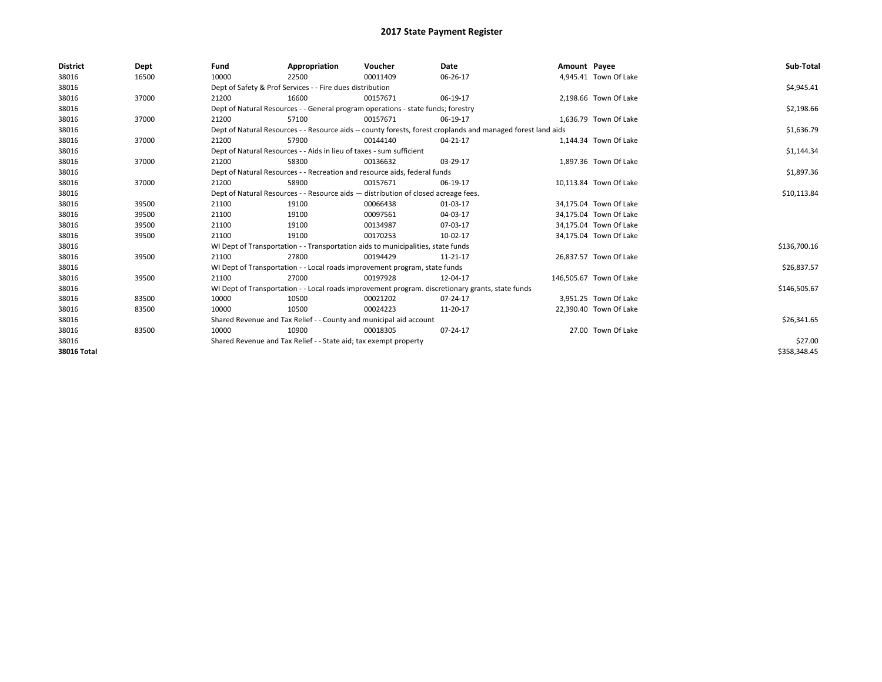# 2017 State Payment Register

| District | Dept | Fund | Appropriation | Voucher | Date | Amount | Payee | Sub-Total |
|---|---|---|---|---|---|---|---|---|
| 38016 | 16500 | 10000 | 22500 | 00011409 | 06-26-17 | 4,945.41 | Town Of Lake | |
| 38016 | | Dept of Safety & Prof Services - - Fire dues distribution | | | | | | $4,945.41 |
| 38016 | 37000 | 21200 | 16600 | 00157671 | 06-19-17 | 2,198.66 | Town Of Lake | |
| 38016 | | Dept of Natural Resources - - General program operations - state funds; forestry | | | | | | $2,198.66 |
| 38016 | 37000 | 21200 | 57100 | 00157671 | 06-19-17 | 1,636.79 | Town Of Lake | |
| 38016 | | Dept of Natural Resources - - Resource aids -- county forests, forest croplands and managed forest land aids | | | | | | $1,636.79 |
| 38016 | 37000 | 21200 | 57900 | 00144140 | 04-21-17 | 1,144.34 | Town Of Lake | |
| 38016 | | Dept of Natural Resources - - Aids in lieu of taxes - sum sufficient | | | | | | $1,144.34 |
| 38016 | 37000 | 21200 | 58300 | 00136632 | 03-29-17 | 1,897.36 | Town Of Lake | |
| 38016 | | Dept of Natural Resources - - Recreation and resource aids, federal funds | | | | | | $1,897.36 |
| 38016 | 37000 | 21200 | 58900 | 00157671 | 06-19-17 | 10,113.84 | Town Of Lake | |
| 38016 | | Dept of Natural Resources - - Resource aids — distribution of closed acreage fees. | | | | | | $10,113.84 |
| 38016 | 39500 | 21100 | 19100 | 00066438 | 01-03-17 | 34,175.04 | Town Of Lake | |
| 38016 | 39500 | 21100 | 19100 | 00097561 | 04-03-17 | 34,175.04 | Town Of Lake | |
| 38016 | 39500 | 21100 | 19100 | 00134987 | 07-03-17 | 34,175.04 | Town Of Lake | |
| 38016 | 39500 | 21100 | 19100 | 00170253 | 10-02-17 | 34,175.04 | Town Of Lake | |
| 38016 | | WI Dept of Transportation - - Transportation aids to municipalities, state funds | | | | | | $136,700.16 |
| 38016 | 39500 | 21100 | 27800 | 00194429 | 11-21-17 | 26,837.57 | Town Of Lake | |
| 38016 | | WI Dept of Transportation - - Local roads improvement program, state funds | | | | | | $26,837.57 |
| 38016 | 39500 | 21100 | 27000 | 00197928 | 12-04-17 | 146,505.67 | Town Of Lake | |
| 38016 | | WI Dept of Transportation - - Local roads improvement program. discretionary grants, state funds | | | | | | $146,505.67 |
| 38016 | 83500 | 10000 | 10500 | 00021202 | 07-24-17 | 3,951.25 | Town Of Lake | |
| 38016 | 83500 | 10000 | 10500 | 00024223 | 11-20-17 | 22,390.40 | Town Of Lake | |
| 38016 | | Shared Revenue and Tax Relief - - County and municipal aid account | | | | | | $26,341.65 |
| 38016 | 83500 | 10000 | 10900 | 00018305 | 07-24-17 | 27.00 | Town Of Lake | |
| 38016 | | Shared Revenue and Tax Relief - - State aid; tax exempt property | | | | | | $27.00 |
| **38016 Total** | | | | | | | | $358,348.45 |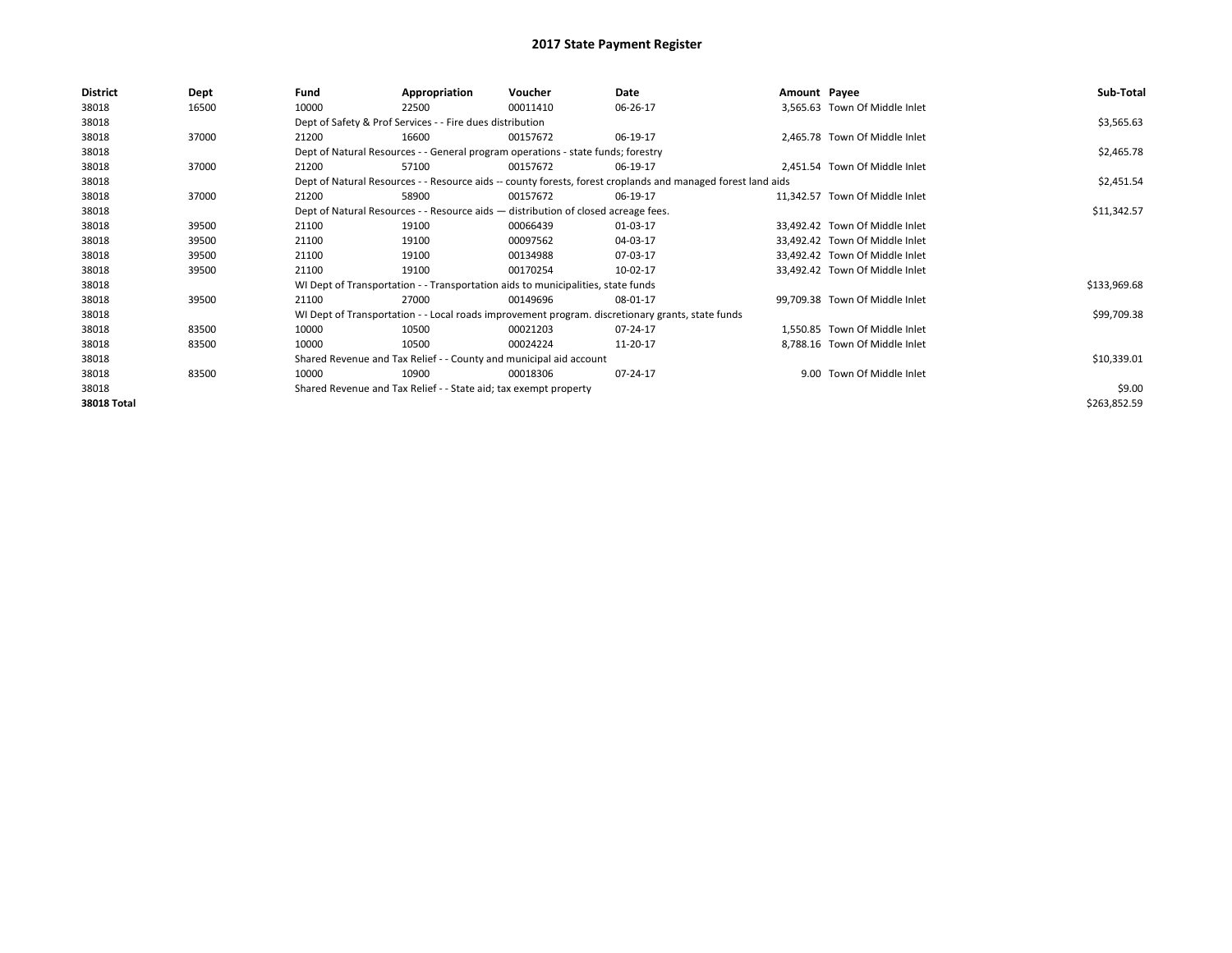# 2017 State Payment Register

| District | Dept | Fund | Appropriation | Voucher | Date | Amount | Payee | Sub-Total |
|---|---|---|---|---|---|---|---|---|
| 38018 | 16500 | 10000 | 22500 | 00011410 | 06-26-17 | 3,565.63 | Town Of Middle Inlet | |
| 38018 | | Dept of Safety & Prof Services - - Fire dues distribution | | | | | | $3,565.63 |
| 38018 | 37000 | 21200 | 16600 | 00157672 | 06-19-17 | 2,465.78 | Town Of Middle Inlet | |
| 38018 | | Dept of Natural Resources - - General program operations - state funds; forestry | | | | | | $2,465.78 |
| 38018 | 37000 | 21200 | 57100 | 00157672 | 06-19-17 | 2,451.54 | Town Of Middle Inlet | |
| 38018 | | Dept of Natural Resources - - Resource aids -- county forests, forest croplands and managed forest land aids | | | | | | $2,451.54 |
| 38018 | 37000 | 21200 | 58900 | 00157672 | 06-19-17 | 11,342.57 | Town Of Middle Inlet | |
| 38018 | | Dept of Natural Resources - - Resource aids — distribution of closed acreage fees. | | | | | | $11,342.57 |
| 38018 | 39500 | 21100 | 19100 | 00066439 | 01-03-17 | 33,492.42 | Town Of Middle Inlet | |
| 38018 | 39500 | 21100 | 19100 | 00097562 | 04-03-17 | 33,492.42 | Town Of Middle Inlet | |
| 38018 | 39500 | 21100 | 19100 | 00134988 | 07-03-17 | 33,492.42 | Town Of Middle Inlet | |
| 38018 | 39500 | 21100 | 19100 | 00170254 | 10-02-17 | 33,492.42 | Town Of Middle Inlet | |
| 38018 | | WI Dept of Transportation - - Transportation aids to municipalities, state funds | | | | | | $133,969.68 |
| 38018 | 39500 | 21100 | 27000 | 00149696 | 08-01-17 | 99,709.38 | Town Of Middle Inlet | |
| 38018 | | WI Dept of Transportation - - Local roads improvement program. discretionary grants, state funds | | | | | | $99,709.38 |
| 38018 | 83500 | 10000 | 10500 | 00021203 | 07-24-17 | 1,550.85 | Town Of Middle Inlet | |
| 38018 | 83500 | 10000 | 10500 | 00024224 | 11-20-17 | 8,788.16 | Town Of Middle Inlet | |
| 38018 | | Shared Revenue and Tax Relief - - County and municipal aid account | | | | | | $10,339.01 |
| 38018 | 83500 | 10000 | 10900 | 00018306 | 07-24-17 | 9.00 | Town Of Middle Inlet | |
| 38018 | | Shared Revenue and Tax Relief - - State aid; tax exempt property | | | | | | $9.00 |
| **38018 Total** | | | | | | | | $263,852.59 |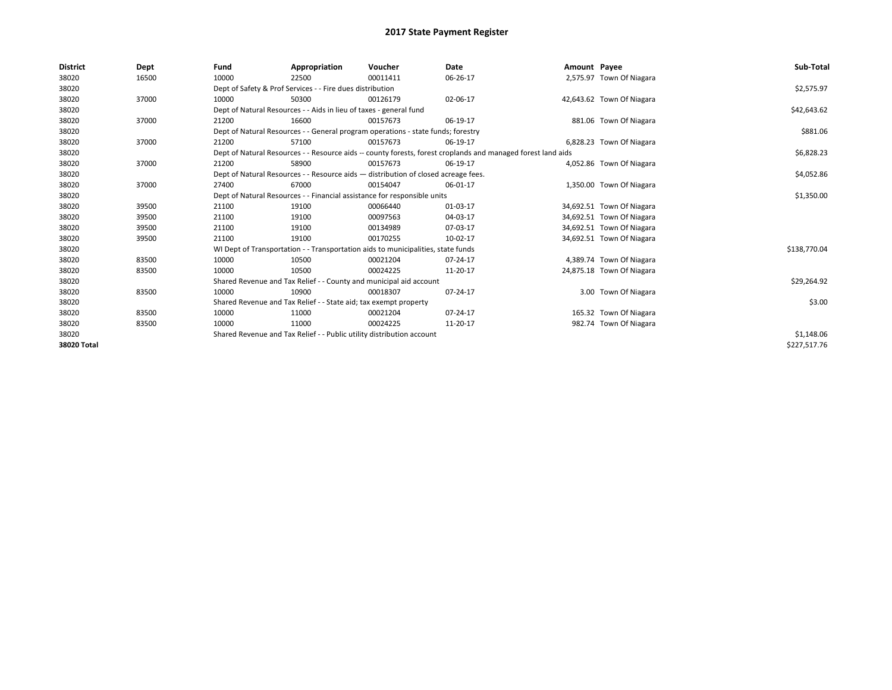# 2017 State Payment Register

| District | Dept | Fund | Appropriation | Voucher | Date | Amount | Payee | Sub-Total |
|---|---|---|---|---|---|---|---|---|
| 38020 | 16500 | 10000 | 22500 | 00011411 | 06-26-17 | 2,575.97 | Town Of Niagara | |
| 38020 | | Dept of Safety & Prof Services - - Fire dues distribution | | | | | | $2,575.97 |
| 38020 | 37000 | 10000 | 50300 | 00126179 | 02-06-17 | 42,643.62 | Town Of Niagara | |
| 38020 | | Dept of Natural Resources - - Aids in lieu of taxes - general fund | | | | | | $42,643.62 |
| 38020 | 37000 | 21200 | 16600 | 00157673 | 06-19-17 | 881.06 | Town Of Niagara | |
| 38020 | | Dept of Natural Resources - - General program operations - state funds; forestry | | | | | | $881.06 |
| 38020 | 37000 | 21200 | 57100 | 00157673 | 06-19-17 | 6,828.23 | Town Of Niagara | |
| 38020 | | Dept of Natural Resources - - Resource aids -- county forests, forest croplands and managed forest land aids | | | | | | $6,828.23 |
| 38020 | 37000 | 21200 | 58900 | 00157673 | 06-19-17 | 4,052.86 | Town Of Niagara | |
| 38020 | | Dept of Natural Resources - - Resource aids — distribution of closed acreage fees. | | | | | | $4,052.86 |
| 38020 | 37000 | 27400 | 67000 | 00154047 | 06-01-17 | 1,350.00 | Town Of Niagara | |
| 38020 | | Dept of Natural Resources - - Financial assistance for responsible units | | | | | | $1,350.00 |
| 38020 | 39500 | 21100 | 19100 | 00066440 | 01-03-17 | 34,692.51 | Town Of Niagara | |
| 38020 | 39500 | 21100 | 19100 | 00097563 | 04-03-17 | 34,692.51 | Town Of Niagara | |
| 38020 | 39500 | 21100 | 19100 | 00134989 | 07-03-17 | 34,692.51 | Town Of Niagara | |
| 38020 | 39500 | 21100 | 19100 | 00170255 | 10-02-17 | 34,692.51 | Town Of Niagara | |
| 38020 | | WI Dept of Transportation - - Transportation aids to municipalities, state funds | | | | | | $138,770.04 |
| 38020 | 83500 | 10000 | 10500 | 00021204 | 07-24-17 | 4,389.74 | Town Of Niagara | |
| 38020 | 83500 | 10000 | 10500 | 00024225 | 11-20-17 | 24,875.18 | Town Of Niagara | |
| 38020 | | Shared Revenue and Tax Relief - - County and municipal aid account | | | | | | $29,264.92 |
| 38020 | 83500 | 10000 | 10900 | 00018307 | 07-24-17 | 3.00 | Town Of Niagara | |
| 38020 | | Shared Revenue and Tax Relief - - State aid; tax exempt property | | | | | | $3.00 |
| 38020 | 83500 | 10000 | 11000 | 00021204 | 07-24-17 | 165.32 | Town Of Niagara | |
| 38020 | 83500 | 10000 | 11000 | 00024225 | 11-20-17 | 982.74 | Town Of Niagara | |
| 38020 | | Shared Revenue and Tax Relief - - Public utility distribution account | | | | | | $1,148.06 |
| **38020 Total** | | | | | | | | $227,517.76 |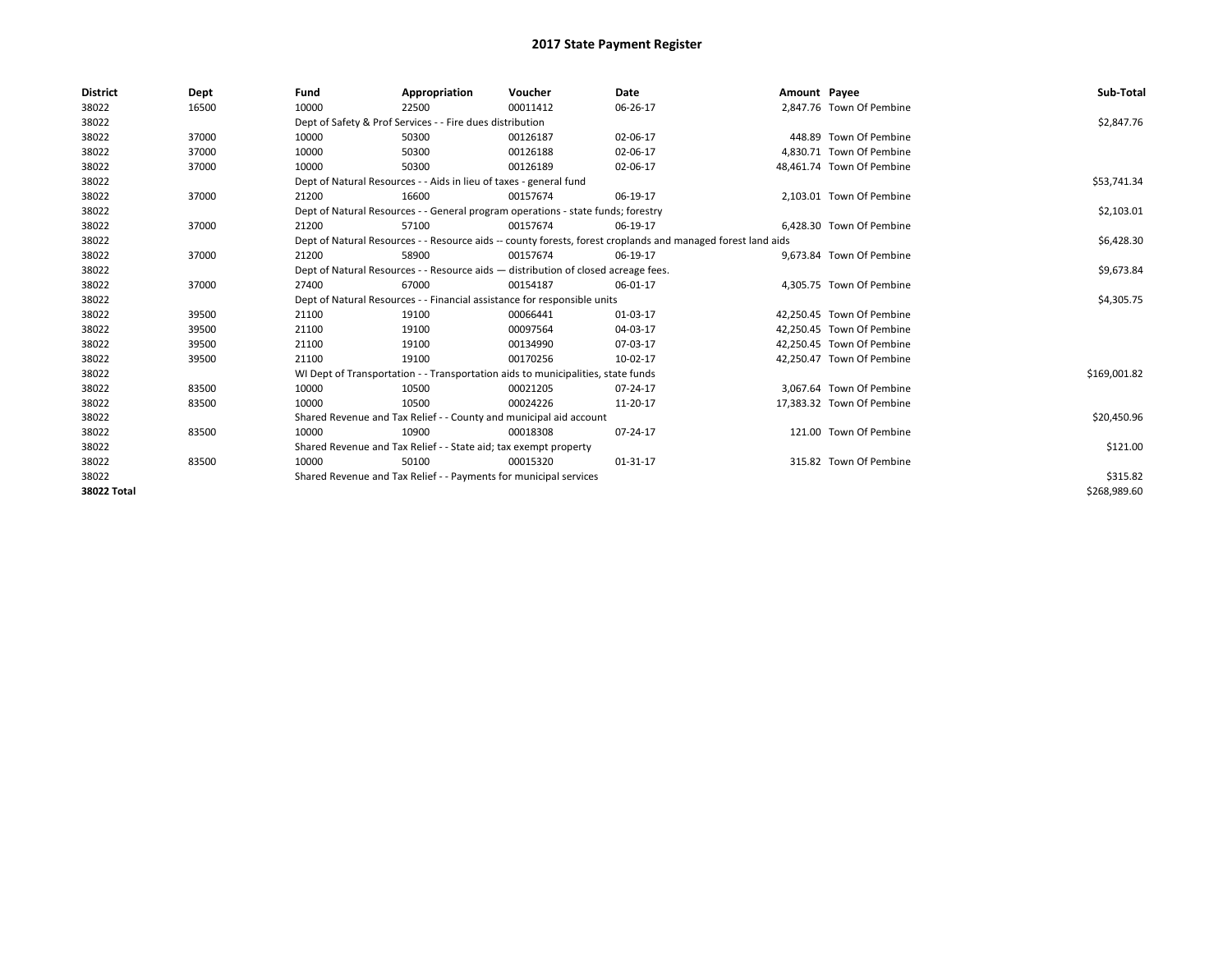# 2017 State Payment Register

| District | Dept | Fund | Appropriation | Voucher | Date | Amount | Payee | Sub-Total |
|---|---|---|---|---|---|---|---|---|
| 38022 | 16500 | 10000 | 22500 | 00011412 | 06-26-17 | 2,847.76 | Town Of Pembine | |
| 38022 | | Dept of Safety & Prof Services - - Fire dues distribution | | | | | | $2,847.76 |
| 38022 | 37000 | 10000 | 50300 | 00126187 | 02-06-17 | 448.89 | Town Of Pembine | |
| 38022 | 37000 | 10000 | 50300 | 00126188 | 02-06-17 | 4,830.71 | Town Of Pembine | |
| 38022 | 37000 | 10000 | 50300 | 00126189 | 02-06-17 | 48,461.74 | Town Of Pembine | |
| 38022 | | Dept of Natural Resources - - Aids in lieu of taxes - general fund | | | | | | $53,741.34 |
| 38022 | 37000 | 21200 | 16600 | 00157674 | 06-19-17 | 2,103.01 | Town Of Pembine | |
| 38022 | | Dept of Natural Resources - - General program operations - state funds; forestry | | | | | | $2,103.01 |
| 38022 | 37000 | 21200 | 57100 | 00157674 | 06-19-17 | 6,428.30 | Town Of Pembine | |
| 38022 | | Dept of Natural Resources - - Resource aids -- county forests, forest croplands and managed forest land aids | | | | | | $6,428.30 |
| 38022 | 37000 | 21200 | 58900 | 00157674 | 06-19-17 | 9,673.84 | Town Of Pembine | |
| 38022 | | Dept of Natural Resources - - Resource aids — distribution of closed acreage fees. | | | | | | $9,673.84 |
| 38022 | 37000 | 27400 | 67000 | 00154187 | 06-01-17 | 4,305.75 | Town Of Pembine | |
| 38022 | | Dept of Natural Resources - - Financial assistance for responsible units | | | | | | $4,305.75 |
| 38022 | 39500 | 21100 | 19100 | 00066441 | 01-03-17 | 42,250.45 | Town Of Pembine | |
| 38022 | 39500 | 21100 | 19100 | 00097564 | 04-03-17 | 42,250.45 | Town Of Pembine | |
| 38022 | 39500 | 21100 | 19100 | 00134990 | 07-03-17 | 42,250.45 | Town Of Pembine | |
| 38022 | 39500 | 21100 | 19100 | 00170256 | 10-02-17 | 42,250.47 | Town Of Pembine | |
| 38022 | | WI Dept of Transportation - - Transportation aids to municipalities, state funds | | | | | | $169,001.82 |
| 38022 | 83500 | 10000 | 10500 | 00021205 | 07-24-17 | 3,067.64 | Town Of Pembine | |
| 38022 | 83500 | 10000 | 10500 | 00024226 | 11-20-17 | 17,383.32 | Town Of Pembine | |
| 38022 | | Shared Revenue and Tax Relief - - County and municipal aid account | | | | | | $20,450.96 |
| 38022 | 83500 | 10000 | 10900 | 00018308 | 07-24-17 | 121.00 | Town Of Pembine | |
| 38022 | | Shared Revenue and Tax Relief - - State aid; tax exempt property | | | | | | $121.00 |
| 38022 | 83500 | 10000 | 50100 | 00015320 | 01-31-17 | 315.82 | Town Of Pembine | |
| 38022 | | Shared Revenue and Tax Relief - - Payments for municipal services | | | | | | $315.82 |
| **38022 Total** | | | | | | | | $268,989.60 |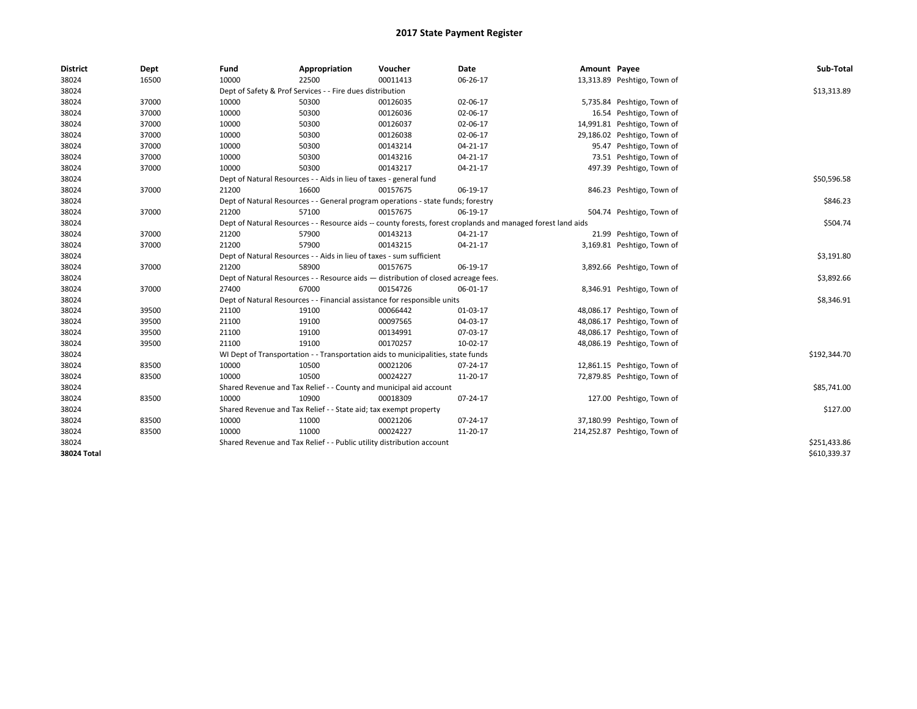# 2017 State Payment Register

| District | Dept | Fund | Appropriation | Voucher | Date | Amount | Payee | Sub-Total |
|---|---|---|---|---|---|---|---|---|
| 38024 | 16500 | 10000 | 22500 | 00011413 | 06-26-17 | 13,313.89 | Peshtigo, Town of | |
| 38024 | | Dept of Safety & Prof Services - - Fire dues distribution | | | | | | $13,313.89 |
| 38024 | 37000 | 10000 | 50300 | 00126035 | 02-06-17 | 5,735.84 | Peshtigo, Town of | |
| 38024 | 37000 | 10000 | 50300 | 00126036 | 02-06-17 | 16.54 | Peshtigo, Town of | |
| 38024 | 37000 | 10000 | 50300 | 00126037 | 02-06-17 | 14,991.81 | Peshtigo, Town of | |
| 38024 | 37000 | 10000 | 50300 | 00126038 | 02-06-17 | 29,186.02 | Peshtigo, Town of | |
| 38024 | 37000 | 10000 | 50300 | 00143214 | 04-21-17 | 95.47 | Peshtigo, Town of | |
| 38024 | 37000 | 10000 | 50300 | 00143216 | 04-21-17 | 73.51 | Peshtigo, Town of | |
| 38024 | 37000 | 10000 | 50300 | 00143217 | 04-21-17 | 497.39 | Peshtigo, Town of | |
| 38024 | | Dept of Natural Resources - - Aids in lieu of taxes - general fund | | | | | | $50,596.58 |
| 38024 | 37000 | 21200 | 16600 | 00157675 | 06-19-17 | 846.23 | Peshtigo, Town of | |
| 38024 | | Dept of Natural Resources - - General program operations - state funds; forestry | | | | | | $846.23 |
| 38024 | 37000 | 21200 | 57100 | 00157675 | 06-19-17 | 504.74 | Peshtigo, Town of | |
| 38024 | | Dept of Natural Resources - - Resource aids -- county forests, forest croplands and managed forest land aids | | | | | | $504.74 |
| 38024 | 37000 | 21200 | 57900 | 00143213 | 04-21-17 | 21.99 | Peshtigo, Town of | |
| 38024 | 37000 | 21200 | 57900 | 00143215 | 04-21-17 | 3,169.81 | Peshtigo, Town of | |
| 38024 | | Dept of Natural Resources - - Aids in lieu of taxes - sum sufficient | | | | | | $3,191.80 |
| 38024 | 37000 | 21200 | 58900 | 00157675 | 06-19-17 | 3,892.66 | Peshtigo, Town of | |
| 38024 | | Dept of Natural Resources - - Resource aids — distribution of closed acreage fees. | | | | | | $3,892.66 |
| 38024 | 37000 | 27400 | 67000 | 00154726 | 06-01-17 | 8,346.91 | Peshtigo, Town of | |
| 38024 | | Dept of Natural Resources - - Financial assistance for responsible units | | | | | | $8,346.91 |
| 38024 | 39500 | 21100 | 19100 | 00066442 | 01-03-17 | 48,086.17 | Peshtigo, Town of | |
| 38024 | 39500 | 21100 | 19100 | 00097565 | 04-03-17 | 48,086.17 | Peshtigo, Town of | |
| 38024 | 39500 | 21100 | 19100 | 00134991 | 07-03-17 | 48,086.17 | Peshtigo, Town of | |
| 38024 | 39500 | 21100 | 19100 | 00170257 | 10-02-17 | 48,086.19 | Peshtigo, Town of | |
| 38024 | | WI Dept of Transportation - - Transportation aids to municipalities, state funds | | | | | | $192,344.70 |
| 38024 | 83500 | 10000 | 10500 | 00021206 | 07-24-17 | 12,861.15 | Peshtigo, Town of | |
| 38024 | 83500 | 10000 | 10500 | 00024227 | 11-20-17 | 72,879.85 | Peshtigo, Town of | |
| 38024 | | Shared Revenue and Tax Relief - - County and municipal aid account | | | | | | $85,741.00 |
| 38024 | 83500 | 10000 | 10900 | 00018309 | 07-24-17 | 127.00 | Peshtigo, Town of | |
| 38024 | | Shared Revenue and Tax Relief - - State aid; tax exempt property | | | | | | $127.00 |
| 38024 | 83500 | 10000 | 11000 | 00021206 | 07-24-17 | 37,180.99 | Peshtigo, Town of | |
| 38024 | 83500 | 10000 | 11000 | 00024227 | 11-20-17 | 214,252.87 | Peshtigo, Town of | |
| 38024 | | Shared Revenue and Tax Relief - - Public utility distribution account | | | | | | $251,433.86 |
| **38024 Total** | | | | | | | | $610,339.37 |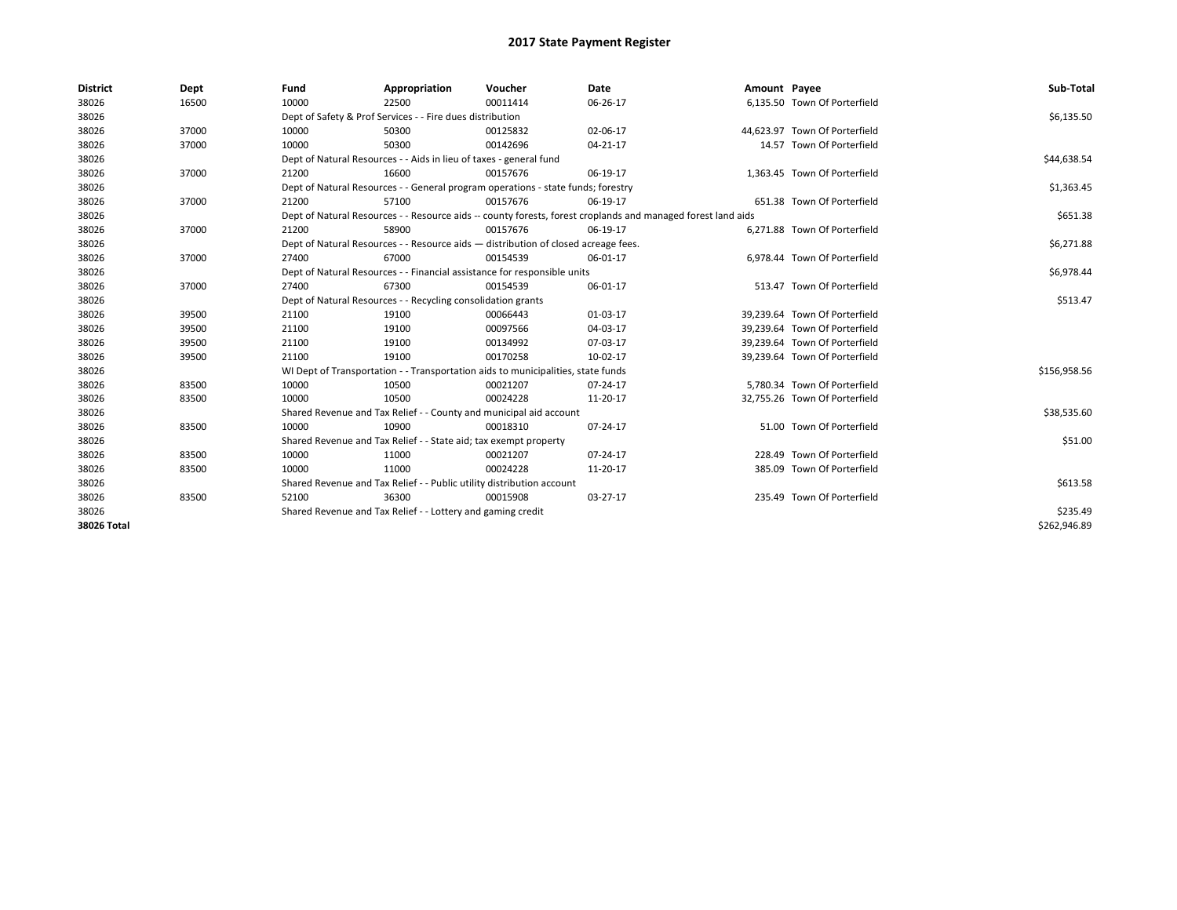# 2017 State Payment Register

| District | Dept | Fund | Appropriation | Voucher | Date | Amount | Payee | Sub-Total |
|---|---|---|---|---|---|---|---|---|
| 38026 | 16500 | 10000 | 22500 | 00011414 | 06-26-17 | 6,135.50 | Town Of Porterfield | |
| 38026 | | Dept of Safety & Prof Services - - Fire dues distribution | | | | | | $6,135.50 |
| 38026 | 37000 | 10000 | 50300 | 00125832 | 02-06-17 | 44,623.97 | Town Of Porterfield | |
| 38026 | 37000 | 10000 | 50300 | 00142696 | 04-21-17 | 14.57 | Town Of Porterfield | |
| 38026 | | Dept of Natural Resources - - Aids in lieu of taxes - general fund | | | | | | $44,638.54 |
| 38026 | 37000 | 21200 | 16600 | 00157676 | 06-19-17 | 1,363.45 | Town Of Porterfield | |
| 38026 | | Dept of Natural Resources - - General program operations - state funds; forestry | | | | | | $1,363.45 |
| 38026 | 37000 | 21200 | 57100 | 00157676 | 06-19-17 | 651.38 | Town Of Porterfield | |
| 38026 | | Dept of Natural Resources - - Resource aids -- county forests, forest croplands and managed forest land aids | | | | | | $651.38 |
| 38026 | 37000 | 21200 | 58900 | 00157676 | 06-19-17 | 6,271.88 | Town Of Porterfield | |
| 38026 | | Dept of Natural Resources - - Resource aids — distribution of closed acreage fees. | | | | | | $6,271.88 |
| 38026 | 37000 | 27400 | 67000 | 00154539 | 06-01-17 | 6,978.44 | Town Of Porterfield | |
| 38026 | | Dept of Natural Resources - - Financial assistance for responsible units | | | | | | $6,978.44 |
| 38026 | 37000 | 27400 | 67300 | 00154539 | 06-01-17 | 513.47 | Town Of Porterfield | |
| 38026 | | Dept of Natural Resources - - Recycling consolidation grants | | | | | | $513.47 |
| 38026 | 39500 | 21100 | 19100 | 00066443 | 01-03-17 | 39,239.64 | Town Of Porterfield | |
| 38026 | 39500 | 21100 | 19100 | 00097566 | 04-03-17 | 39,239.64 | Town Of Porterfield | |
| 38026 | 39500 | 21100 | 19100 | 00134992 | 07-03-17 | 39,239.64 | Town Of Porterfield | |
| 38026 | 39500 | 21100 | 19100 | 00170258 | 10-02-17 | 39,239.64 | Town Of Porterfield | |
| 38026 | | WI Dept of Transportation - - Transportation aids to municipalities, state funds | | | | | | $156,958.56 |
| 38026 | 83500 | 10000 | 10500 | 00021207 | 07-24-17 | 5,780.34 | Town Of Porterfield | |
| 38026 | 83500 | 10000 | 10500 | 00024228 | 11-20-17 | 32,755.26 | Town Of Porterfield | |
| 38026 | | Shared Revenue and Tax Relief - - County and municipal aid account | | | | | | $38,535.60 |
| 38026 | 83500 | 10000 | 10900 | 00018310 | 07-24-17 | 51.00 | Town Of Porterfield | |
| 38026 | | Shared Revenue and Tax Relief - - State aid; tax exempt property | | | | | | $51.00 |
| 38026 | 83500 | 10000 | 11000 | 00021207 | 07-24-17 | 228.49 | Town Of Porterfield | |
| 38026 | 83500 | 10000 | 11000 | 00024228 | 11-20-17 | 385.09 | Town Of Porterfield | |
| 38026 | | Shared Revenue and Tax Relief - - Public utility distribution account | | | | | | $613.58 |
| 38026 | 83500 | 52100 | 36300 | 00015908 | 03-27-17 | 235.49 | Town Of Porterfield | |
| 38026 | | Shared Revenue and Tax Relief - - Lottery and gaming credit | | | | | | $235.49 |
| **38026 Total** | | | | | | | | $262,946.89 |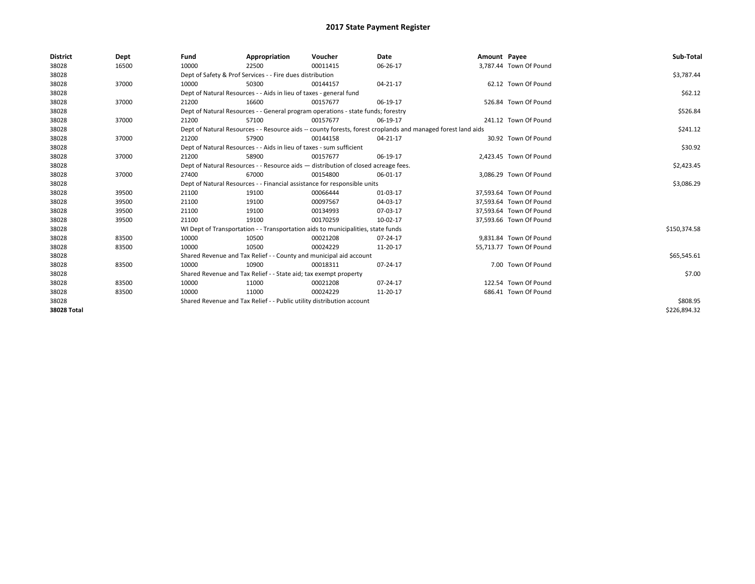# 2017 State Payment Register

| District | Dept | Fund | Appropriation | Voucher | Date | Amount | Payee | Sub-Total |
| --- | --- | --- | --- | --- | --- | --- | --- | --- |
| 38028 | 16500 | 10000 | 22500 | 00011415 | 06-26-17 | 3,787.44 | Town Of Pound | |
| 38028 | | Dept of Safety & Prof Services - - Fire dues distribution | | | | | | $3,787.44 |
| 38028 | 37000 | 10000 | 50300 | 00144157 | 04-21-17 | 62.12 | Town Of Pound | |
| 38028 | | Dept of Natural Resources - - Aids in lieu of taxes - general fund | | | | | | $62.12 |
| 38028 | 37000 | 21200 | 16600 | 00157677 | 06-19-17 | 526.84 | Town Of Pound | |
| 38028 | | Dept of Natural Resources - - General program operations - state funds; forestry | | | | | | $526.84 |
| 38028 | 37000 | 21200 | 57100 | 00157677 | 06-19-17 | 241.12 | Town Of Pound | |
| 38028 | | Dept of Natural Resources - - Resource aids -- county forests, forest croplands and managed forest land aids | | | | | | $241.12 |
| 38028 | 37000 | 21200 | 57900 | 00144158 | 04-21-17 | 30.92 | Town Of Pound | |
| 38028 | | Dept of Natural Resources - - Aids in lieu of taxes - sum sufficient | | | | | | $30.92 |
| 38028 | 37000 | 21200 | 58900 | 00157677 | 06-19-17 | 2,423.45 | Town Of Pound | |
| 38028 | | Dept of Natural Resources - - Resource aids — distribution of closed acreage fees. | | | | | | $2,423.45 |
| 38028 | 37000 | 27400 | 67000 | 00154800 | 06-01-17 | 3,086.29 | Town Of Pound | |
| 38028 | | Dept of Natural Resources - - Financial assistance for responsible units | | | | | | $3,086.29 |
| 38028 | 39500 | 21100 | 19100 | 00066444 | 01-03-17 | 37,593.64 | Town Of Pound | |
| 38028 | 39500 | 21100 | 19100 | 00097567 | 04-03-17 | 37,593.64 | Town Of Pound | |
| 38028 | 39500 | 21100 | 19100 | 00134993 | 07-03-17 | 37,593.64 | Town Of Pound | |
| 38028 | 39500 | 21100 | 19100 | 00170259 | 10-02-17 | 37,593.66 | Town Of Pound | |
| 38028 | | WI Dept of Transportation - - Transportation aids to municipalities, state funds | | | | | | $150,374.58 |
| 38028 | 83500 | 10000 | 10500 | 00021208 | 07-24-17 | 9,831.84 | Town Of Pound | |
| 38028 | 83500 | 10000 | 10500 | 00024229 | 11-20-17 | 55,713.77 | Town Of Pound | |
| 38028 | | Shared Revenue and Tax Relief - - County and municipal aid account | | | | | | $65,545.61 |
| 38028 | 83500 | 10000 | 10900 | 00018311 | 07-24-17 | 7.00 | Town Of Pound | |
| 38028 | | Shared Revenue and Tax Relief - - State aid; tax exempt property | | | | | | $7.00 |
| 38028 | 83500 | 10000 | 11000 | 00021208 | 07-24-17 | 122.54 | Town Of Pound | |
| 38028 | 83500 | 10000 | 11000 | 00024229 | 11-20-17 | 686.41 | Town Of Pound | |
| 38028 | | Shared Revenue and Tax Relief - - Public utility distribution account | | | | | | $808.95 |
| **38028 Total** | | | | | | | | $226,894.32 |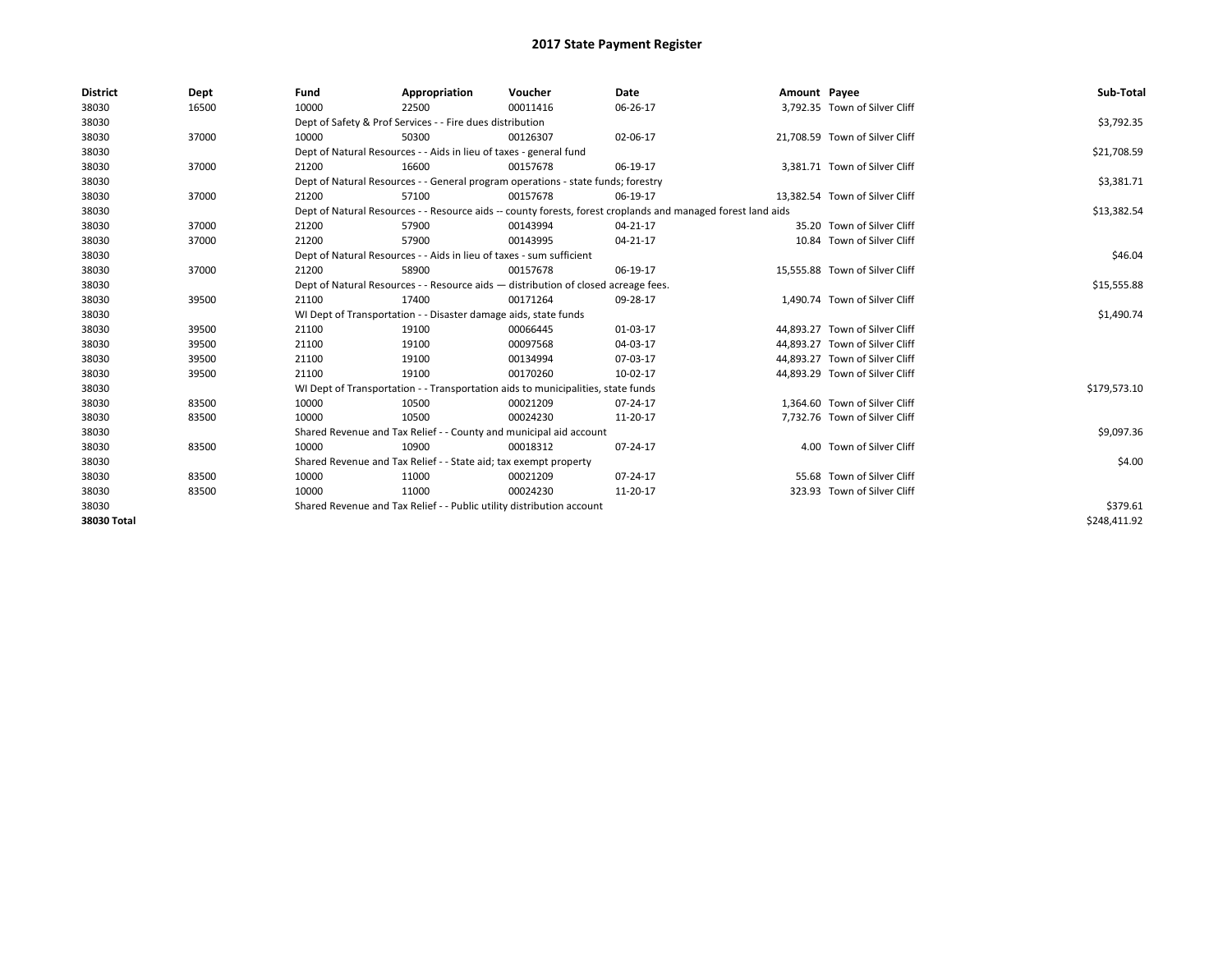# 2017 State Payment Register

| District | Dept | Fund | Appropriation | Voucher | Date | Amount | Payee | Sub-Total |
|---|---|---|---|---|---|---|---|---|
| 38030 | 16500 | 10000 | 22500 | 00011416 | 06-26-17 | 3,792.35 | Town of Silver Cliff | |
| 38030 | | Dept of Safety & Prof Services - - Fire dues distribution | | | | | | $3,792.35 |
| 38030 | 37000 | 10000 | 50300 | 00126307 | 02-06-17 | 21,708.59 | Town of Silver Cliff | |
| 38030 | | Dept of Natural Resources - - Aids in lieu of taxes - general fund | | | | | | $21,708.59 |
| 38030 | 37000 | 21200 | 16600 | 00157678 | 06-19-17 | 3,381.71 | Town of Silver Cliff | |
| 38030 | | Dept of Natural Resources - - General program operations - state funds; forestry | | | | | | $3,381.71 |
| 38030 | 37000 | 21200 | 57100 | 00157678 | 06-19-17 | 13,382.54 | Town of Silver Cliff | |
| 38030 | | Dept of Natural Resources - - Resource aids -- county forests, forest croplands and managed forest land aids | | | | | | $13,382.54 |
| 38030 | 37000 | 21200 | 57900 | 00143994 | 04-21-17 | 35.20 | Town of Silver Cliff | |
| 38030 | 37000 | 21200 | 57900 | 00143995 | 04-21-17 | 10.84 | Town of Silver Cliff | |
| 38030 | | Dept of Natural Resources - - Aids in lieu of taxes - sum sufficient | | | | | | $46.04 |
| 38030 | 37000 | 21200 | 58900 | 00157678 | 06-19-17 | 15,555.88 | Town of Silver Cliff | |
| 38030 | | Dept of Natural Resources - - Resource aids — distribution of closed acreage fees. | | | | | | $15,555.88 |
| 38030 | 39500 | 21100 | 17400 | 00171264 | 09-28-17 | 1,490.74 | Town of Silver Cliff | |
| 38030 | | WI Dept of Transportation - - Disaster damage aids, state funds | | | | | | $1,490.74 |
| 38030 | 39500 | 21100 | 19100 | 00066445 | 01-03-17 | 44,893.27 | Town of Silver Cliff | |
| 38030 | 39500 | 21100 | 19100 | 00097568 | 04-03-17 | 44,893.27 | Town of Silver Cliff | |
| 38030 | 39500 | 21100 | 19100 | 00134994 | 07-03-17 | 44,893.27 | Town of Silver Cliff | |
| 38030 | 39500 | 21100 | 19100 | 00170260 | 10-02-17 | 44,893.29 | Town of Silver Cliff | |
| 38030 | | WI Dept of Transportation - - Transportation aids to municipalities, state funds | | | | | | $179,573.10 |
| 38030 | 83500 | 10000 | 10500 | 00021209 | 07-24-17 | 1,364.60 | Town of Silver Cliff | |
| 38030 | 83500 | 10000 | 10500 | 00024230 | 11-20-17 | 7,732.76 | Town of Silver Cliff | |
| 38030 | | Shared Revenue and Tax Relief - - County and municipal aid account | | | | | | $9,097.36 |
| 38030 | 83500 | 10000 | 10900 | 00018312 | 07-24-17 | 4.00 | Town of Silver Cliff | |
| 38030 | | Shared Revenue and Tax Relief - - State aid; tax exempt property | | | | | | $4.00 |
| 38030 | 83500 | 10000 | 11000 | 00021209 | 07-24-17 | 55.68 | Town of Silver Cliff | |
| 38030 | 83500 | 10000 | 11000 | 00024230 | 11-20-17 | 323.93 | Town of Silver Cliff | |
| 38030 | | Shared Revenue and Tax Relief - - Public utility distribution account | | | | | | $379.61 |
| **38030 Total** | | | | | | | | $248,411.92 |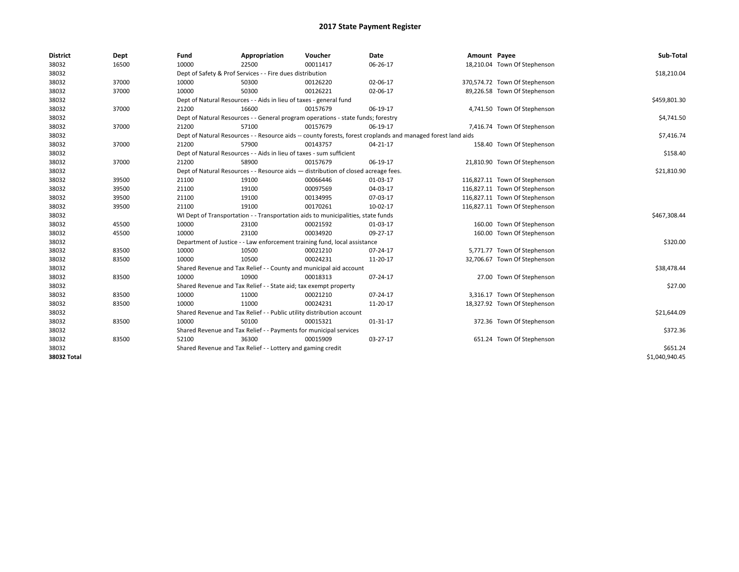# 2017 State Payment Register

| District | Dept | Fund | Appropriation | Voucher | Date | Amount | Payee | Sub-Total |
|---|---|---|---|---|---|---|---|---|
| 38032 | 16500 | 10000 | 22500 | 00011417 | 06-26-17 | 18,210.04 | Town Of Stephenson | |
| 38032 | | Dept of Safety & Prof Services - - Fire dues distribution | | | | | | $18,210.04 |
| 38032 | 37000 | 10000 | 50300 | 00126220 | 02-06-17 | 370,574.72 | Town Of Stephenson | |
| 38032 | 37000 | 10000 | 50300 | 00126221 | 02-06-17 | 89,226.58 | Town Of Stephenson | |
| 38032 | | Dept of Natural Resources - - Aids in lieu of taxes - general fund | | | | | | $459,801.30 |
| 38032 | 37000 | 21200 | 16600 | 00157679 | 06-19-17 | 4,741.50 | Town Of Stephenson | |
| 38032 | | Dept of Natural Resources - - General program operations - state funds; forestry | | | | | | $4,741.50 |
| 38032 | 37000 | 21200 | 57100 | 00157679 | 06-19-17 | 7,416.74 | Town Of Stephenson | |
| 38032 | | Dept of Natural Resources - - Resource aids -- county forests, forest croplands and managed forest land aids | | | | | | $7,416.74 |
| 38032 | 37000 | 21200 | 57900 | 00143757 | 04-21-17 | 158.40 | Town Of Stephenson | |
| 38032 | | Dept of Natural Resources - - Aids in lieu of taxes - sum sufficient | | | | | | $158.40 |
| 38032 | 37000 | 21200 | 58900 | 00157679 | 06-19-17 | 21,810.90 | Town Of Stephenson | |
| 38032 | | Dept of Natural Resources - - Resource aids — distribution of closed acreage fees. | | | | | | $21,810.90 |
| 38032 | 39500 | 21100 | 19100 | 00066446 | 01-03-17 | 116,827.11 | Town Of Stephenson | |
| 38032 | 39500 | 21100 | 19100 | 00097569 | 04-03-17 | 116,827.11 | Town Of Stephenson | |
| 38032 | 39500 | 21100 | 19100 | 00134995 | 07-03-17 | 116,827.11 | Town Of Stephenson | |
| 38032 | 39500 | 21100 | 19100 | 00170261 | 10-02-17 | 116,827.11 | Town Of Stephenson | |
| 38032 | | WI Dept of Transportation - - Transportation aids to municipalities, state funds | | | | | | $467,308.44 |
| 38032 | 45500 | 10000 | 23100 | 00021592 | 01-03-17 | 160.00 | Town Of Stephenson | |
| 38032 | 45500 | 10000 | 23100 | 00034920 | 09-27-17 | 160.00 | Town Of Stephenson | |
| 38032 | | Department of Justice - - Law enforcement training fund, local assistance | | | | | | $320.00 |
| 38032 | 83500 | 10000 | 10500 | 00021210 | 07-24-17 | 5,771.77 | Town Of Stephenson | |
| 38032 | 83500 | 10000 | 10500 | 00024231 | 11-20-17 | 32,706.67 | Town Of Stephenson | |
| 38032 | | Shared Revenue and Tax Relief - - County and municipal aid account | | | | | | $38,478.44 |
| 38032 | 83500 | 10000 | 10900 | 00018313 | 07-24-17 | 27.00 | Town Of Stephenson | |
| 38032 | | Shared Revenue and Tax Relief - - State aid; tax exempt property | | | | | | $27.00 |
| 38032 | 83500 | 10000 | 11000 | 00021210 | 07-24-17 | 3,316.17 | Town Of Stephenson | |
| 38032 | 83500 | 10000 | 11000 | 00024231 | 11-20-17 | 18,327.92 | Town Of Stephenson | |
| 38032 | | Shared Revenue and Tax Relief - - Public utility distribution account | | | | | | $21,644.09 |
| 38032 | 83500 | 10000 | 50100 | 00015321 | 01-31-17 | 372.36 | Town Of Stephenson | |
| 38032 | | Shared Revenue and Tax Relief - - Payments for municipal services | | | | | | $372.36 |
| 38032 | 83500 | 52100 | 36300 | 00015909 | 03-27-17 | 651.24 | Town Of Stephenson | |
| 38032 | | Shared Revenue and Tax Relief - - Lottery and gaming credit | | | | | | $651.24 |
| **38032 Total** | | | | | | | | $1,040,940.45 |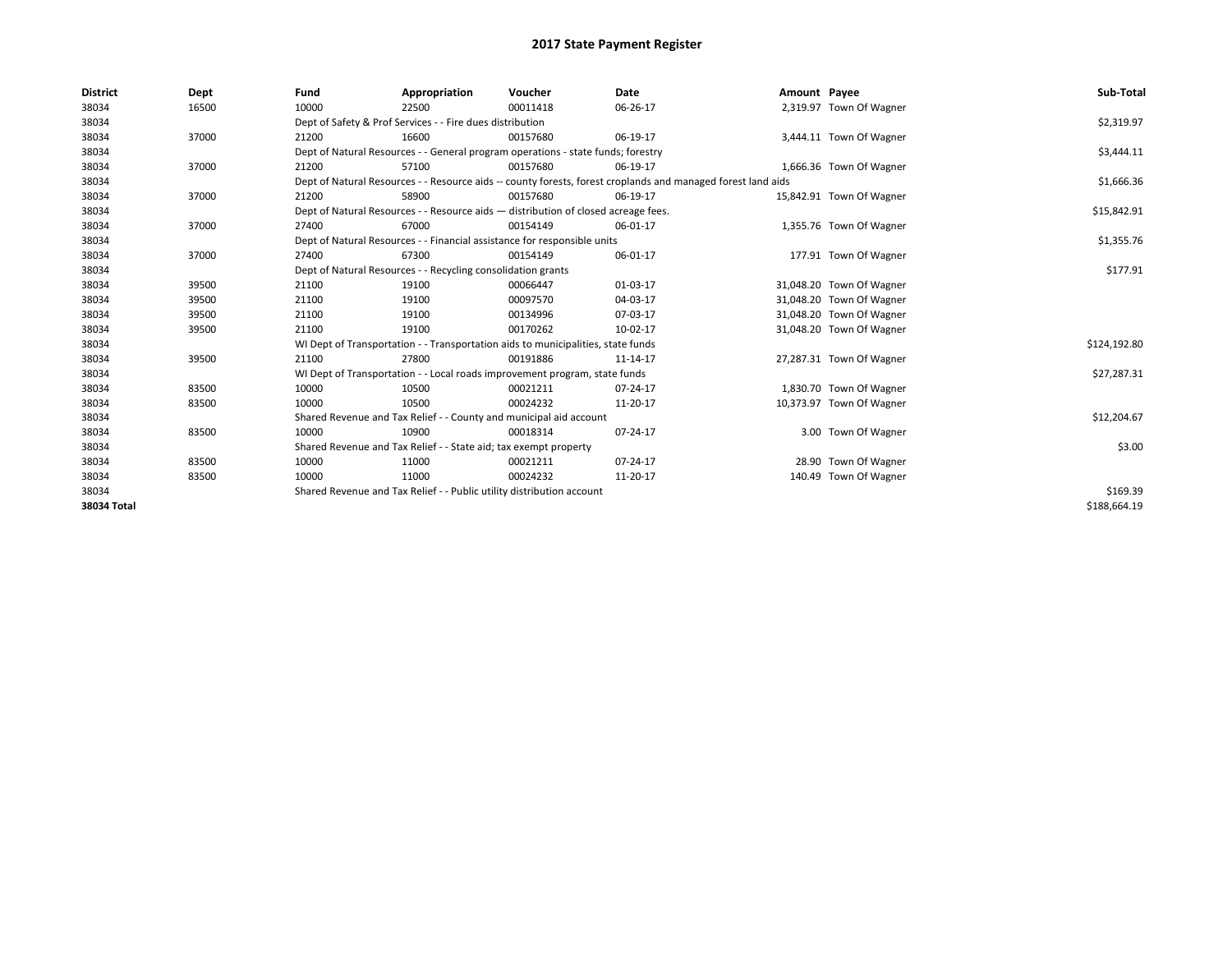# 2017 State Payment Register

| District | Dept | Fund | Appropriation | Voucher | Date | Amount | Payee | Sub-Total |
|---|---|---|---|---|---|---|---|---|
| 38034 | 16500 | 10000 | 22500 | 00011418 | 06-26-17 | 2,319.97 | Town Of Wagner | |
| 38034 | | Dept of Safety & Prof Services - - Fire dues distribution | | | | | | $2,319.97 |
| 38034 | 37000 | 21200 | 16600 | 00157680 | 06-19-17 | 3,444.11 | Town Of Wagner | |
| 38034 | | Dept of Natural Resources - - General program operations - state funds; forestry | | | | | | $3,444.11 |
| 38034 | 37000 | 21200 | 57100 | 00157680 | 06-19-17 | 1,666.36 | Town Of Wagner | |
| 38034 | | Dept of Natural Resources - - Resource aids -- county forests, forest croplands and managed forest land aids | | | | | | $1,666.36 |
| 38034 | 37000 | 21200 | 58900 | 00157680 | 06-19-17 | 15,842.91 | Town Of Wagner | |
| 38034 | | Dept of Natural Resources - - Resource aids — distribution of closed acreage fees. | | | | | | $15,842.91 |
| 38034 | 37000 | 27400 | 67000 | 00154149 | 06-01-17 | 1,355.76 | Town Of Wagner | |
| 38034 | | Dept of Natural Resources - - Financial assistance for responsible units | | | | | | $1,355.76 |
| 38034 | 37000 | 27400 | 67300 | 00154149 | 06-01-17 | 177.91 | Town Of Wagner | |
| 38034 | | Dept of Natural Resources - - Recycling consolidation grants | | | | | | $177.91 |
| 38034 | 39500 | 21100 | 19100 | 00066447 | 01-03-17 | 31,048.20 | Town Of Wagner | |
| 38034 | 39500 | 21100 | 19100 | 00097570 | 04-03-17 | 31,048.20 | Town Of Wagner | |
| 38034 | 39500 | 21100 | 19100 | 00134996 | 07-03-17 | 31,048.20 | Town Of Wagner | |
| 38034 | 39500 | 21100 | 19100 | 00170262 | 10-02-17 | 31,048.20 | Town Of Wagner | |
| 38034 | | WI Dept of Transportation - - Transportation aids to municipalities, state funds | | | | | | $124,192.80 |
| 38034 | 39500 | 21100 | 27800 | 00191886 | 11-14-17 | 27,287.31 | Town Of Wagner | |
| 38034 | | WI Dept of Transportation - - Local roads improvement program, state funds | | | | | | $27,287.31 |
| 38034 | 83500 | 10000 | 10500 | 00021211 | 07-24-17 | 1,830.70 | Town Of Wagner | |
| 38034 | 83500 | 10000 | 10500 | 00024232 | 11-20-17 | 10,373.97 | Town Of Wagner | |
| 38034 | | Shared Revenue and Tax Relief - - County and municipal aid account | | | | | | $12,204.67 |
| 38034 | 83500 | 10000 | 10900 | 00018314 | 07-24-17 | 3.00 | Town Of Wagner | |
| 38034 | | Shared Revenue and Tax Relief - - State aid; tax exempt property | | | | | | $3.00 |
| 38034 | 83500 | 10000 | 11000 | 00021211 | 07-24-17 | 28.90 | Town Of Wagner | |
| 38034 | 83500 | 10000 | 11000 | 00024232 | 11-20-17 | 140.49 | Town Of Wagner | |
| 38034 | | Shared Revenue and Tax Relief - - Public utility distribution account | | | | | | $169.39 |
| **38034 Total** | | | | | | | | $188,664.19 |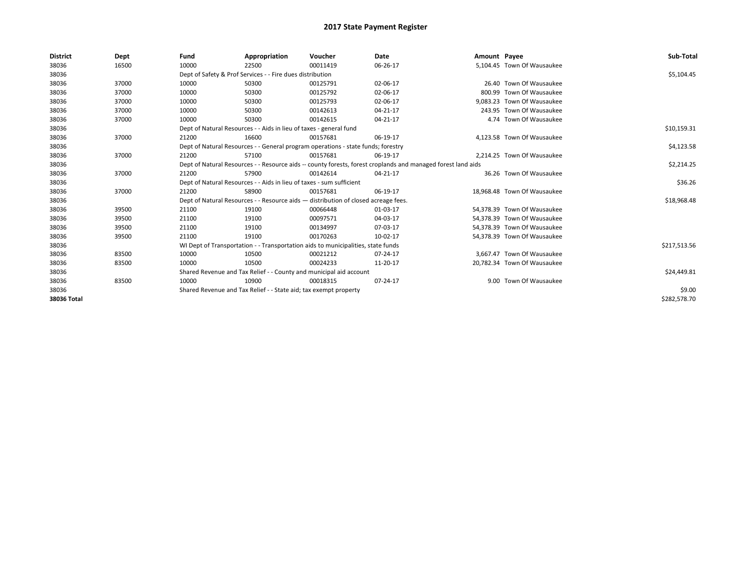# 2017 State Payment Register

| District | Dept | Fund | Appropriation | Voucher | Date | Amount | Payee | Sub-Total |
|---|---|---|---|---|---|---|---|---|
| 38036 | 16500 | 10000 | 22500 | 00011419 | 06-26-17 | 5,104.45 | Town Of Wausaukee | |
| 38036 | | Dept of Safety & Prof Services - - Fire dues distribution | | | | | | $5,104.45 |
| 38036 | 37000 | 10000 | 50300 | 00125791 | 02-06-17 | 26.40 | Town Of Wausaukee | |
| 38036 | 37000 | 10000 | 50300 | 00125792 | 02-06-17 | 800.99 | Town Of Wausaukee | |
| 38036 | 37000 | 10000 | 50300 | 00125793 | 02-06-17 | 9,083.23 | Town Of Wausaukee | |
| 38036 | 37000 | 10000 | 50300 | 00142613 | 04-21-17 | 243.95 | Town Of Wausaukee | |
| 38036 | 37000 | 10000 | 50300 | 00142615 | 04-21-17 | 4.74 | Town Of Wausaukee | |
| 38036 | | Dept of Natural Resources - - Aids in lieu of taxes - general fund | | | | | | $10,159.31 |
| 38036 | 37000 | 21200 | 16600 | 00157681 | 06-19-17 | 4,123.58 | Town Of Wausaukee | |
| 38036 | | Dept of Natural Resources - - General program operations - state funds; forestry | | | | | | $4,123.58 |
| 38036 | 37000 | 21200 | 57100 | 00157681 | 06-19-17 | 2,214.25 | Town Of Wausaukee | |
| 38036 | | Dept of Natural Resources - - Resource aids -- county forests, forest croplands and managed forest land aids | | | | | | $2,214.25 |
| 38036 | 37000 | 21200 | 57900 | 00142614 | 04-21-17 | 36.26 | Town Of Wausaukee | |
| 38036 | | Dept of Natural Resources - - Aids in lieu of taxes - sum sufficient | | | | | | $36.26 |
| 38036 | 37000 | 21200 | 58900 | 00157681 | 06-19-17 | 18,968.48 | Town Of Wausaukee | |
| 38036 | | Dept of Natural Resources - - Resource aids — distribution of closed acreage fees. | | | | | | $18,968.48 |
| 38036 | 39500 | 21100 | 19100 | 00066448 | 01-03-17 | 54,378.39 | Town Of Wausaukee | |
| 38036 | 39500 | 21100 | 19100 | 00097571 | 04-03-17 | 54,378.39 | Town Of Wausaukee | |
| 38036 | 39500 | 21100 | 19100 | 00134997 | 07-03-17 | 54,378.39 | Town Of Wausaukee | |
| 38036 | 39500 | 21100 | 19100 | 00170263 | 10-02-17 | 54,378.39 | Town Of Wausaukee | |
| 38036 | | WI Dept of Transportation - - Transportation aids to municipalities, state funds | | | | | | $217,513.56 |
| 38036 | 83500 | 10000 | 10500 | 00021212 | 07-24-17 | 3,667.47 | Town Of Wausaukee | |
| 38036 | 83500 | 10000 | 10500 | 00024233 | 11-20-17 | 20,782.34 | Town Of Wausaukee | |
| 38036 | | Shared Revenue and Tax Relief - - County and municipal aid account | | | | | | $24,449.81 |
| 38036 | 83500 | 10000 | 10900 | 00018315 | 07-24-17 | 9.00 | Town Of Wausaukee | |
| 38036 | | Shared Revenue and Tax Relief - - State aid; tax exempt property | | | | | | $9.00 |
| **38036 Total** | | | | | | | | $282,578.70 |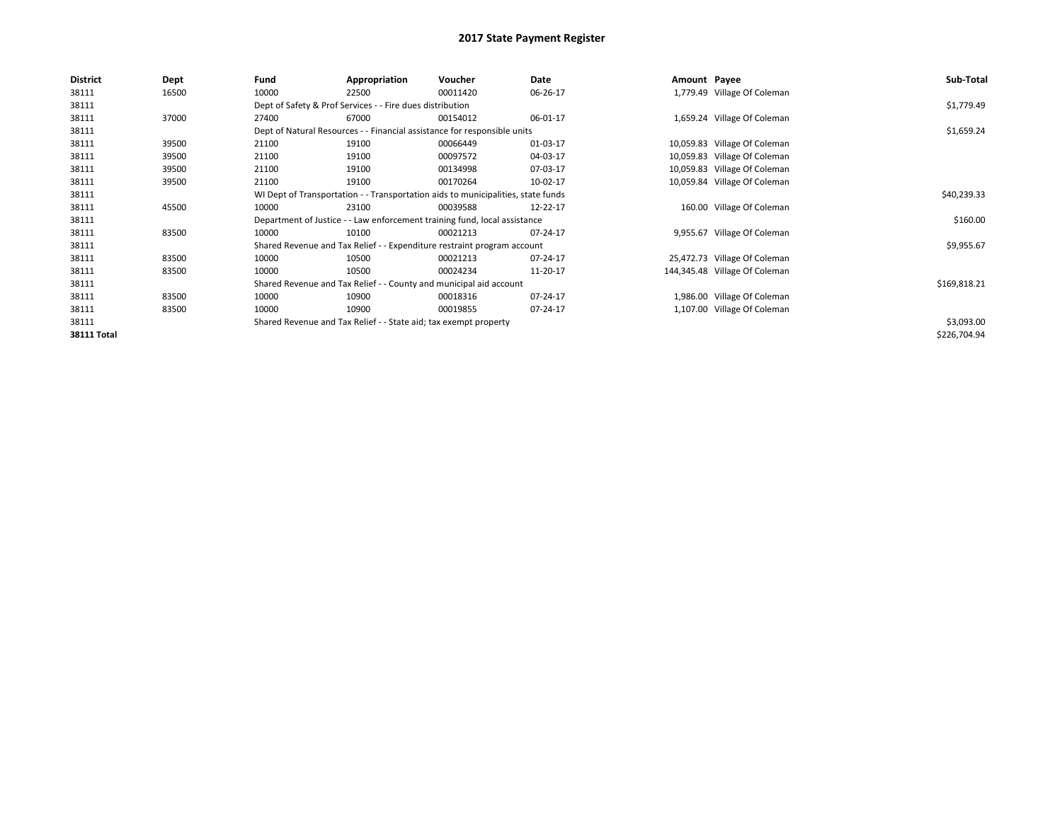# 2017 State Payment Register

| District | Dept | Fund | Appropriation | Voucher | Date | Amount | Payee | Sub-Total |
|---|---|---|---|---|---|---|---|---|
| 38111 | 16500 | 10000 | 22500 | 00011420 | 06-26-17 | 1,779.49 | Village Of Coleman | |
| 38111 | | Dept of Safety & Prof Services - - Fire dues distribution | | | | | | $1,779.49 |
| 38111 | 37000 | 27400 | 67000 | 00154012 | 06-01-17 | 1,659.24 | Village Of Coleman | |
| 38111 | | Dept of Natural Resources - - Financial assistance for responsible units | | | | | | $1,659.24 |
| 38111 | 39500 | 21100 | 19100 | 00066449 | 01-03-17 | 10,059.83 | Village Of Coleman | |
| 38111 | 39500 | 21100 | 19100 | 00097572 | 04-03-17 | 10,059.83 | Village Of Coleman | |
| 38111 | 39500 | 21100 | 19100 | 00134998 | 07-03-17 | 10,059.83 | Village Of Coleman | |
| 38111 | 39500 | 21100 | 19100 | 00170264 | 10-02-17 | 10,059.84 | Village Of Coleman | |
| 38111 | | WI Dept of Transportation - - Transportation aids to municipalities, state funds | | | | | | $40,239.33 |
| 38111 | 45500 | 10000 | 23100 | 00039588 | 12-22-17 | 160.00 | Village Of Coleman | |
| 38111 | | Department of Justice - - Law enforcement training fund, local assistance | | | | | | $160.00 |
| 38111 | 83500 | 10000 | 10100 | 00021213 | 07-24-17 | 9,955.67 | Village Of Coleman | |
| 38111 | | Shared Revenue and Tax Relief - - Expenditure restraint program account | | | | | | $9,955.67 |
| 38111 | 83500 | 10000 | 10500 | 00021213 | 07-24-17 | 25,472.73 | Village Of Coleman | |
| 38111 | 83500 | 10000 | 10500 | 00024234 | 11-20-17 | 144,345.48 | Village Of Coleman | |
| 38111 | | Shared Revenue and Tax Relief - - County and municipal aid account | | | | | | $169,818.21 |
| 38111 | 83500 | 10000 | 10900 | 00018316 | 07-24-17 | 1,986.00 | Village Of Coleman | |
| 38111 | 83500 | 10000 | 10900 | 00019855 | 07-24-17 | 1,107.00 | Village Of Coleman | |
| 38111 | | Shared Revenue and Tax Relief - - State aid; tax exempt property | | | | | | $3,093.00 |
| **38111 Total** | | | | | | | | $226,704.94 |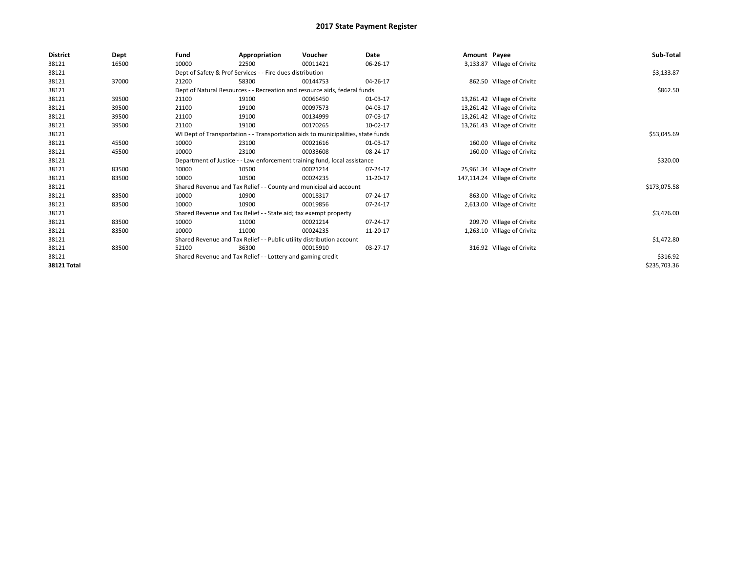# 2017 State Payment Register

| District | Dept | Fund | Appropriation | Voucher | Date | Amount | Payee | Sub-Total |
|---|---|---|---|---|---|---|---|---|
| 38121 | 16500 | 10000 | 22500 | 00011421 | 06-26-17 | 3,133.87 | Village of Crivitz | |
| 38121 | | Dept of Safety & Prof Services - - Fire dues distribution | | | | | | $3,133.87 |
| 38121 | 37000 | 21200 | 58300 | 00144753 | 04-26-17 | 862.50 | Village of Crivitz | |
| 38121 | | Dept of Natural Resources - - Recreation and resource aids, federal funds | | | | | | $862.50 |
| 38121 | 39500 | 21100 | 19100 | 00066450 | 01-03-17 | 13,261.42 | Village of Crivitz | |
| 38121 | 39500 | 21100 | 19100 | 00097573 | 04-03-17 | 13,261.42 | Village of Crivitz | |
| 38121 | 39500 | 21100 | 19100 | 00134999 | 07-03-17 | 13,261.42 | Village of Crivitz | |
| 38121 | 39500 | 21100 | 19100 | 00170265 | 10-02-17 | 13,261.43 | Village of Crivitz | |
| 38121 | | WI Dept of Transportation - - Transportation aids to municipalities, state funds | | | | | | $53,045.69 |
| 38121 | 45500 | 10000 | 23100 | 00021616 | 01-03-17 | 160.00 | Village of Crivitz | |
| 38121 | 45500 | 10000 | 23100 | 00033608 | 08-24-17 | 160.00 | Village of Crivitz | |
| 38121 | | Department of Justice - - Law enforcement training fund, local assistance | | | | | | $320.00 |
| 38121 | 83500 | 10000 | 10500 | 00021214 | 07-24-17 | 25,961.34 | Village of Crivitz | |
| 38121 | 83500 | 10000 | 10500 | 00024235 | 11-20-17 | 147,114.24 | Village of Crivitz | |
| 38121 | | Shared Revenue and Tax Relief - - County and municipal aid account | | | | | | $173,075.58 |
| 38121 | 83500 | 10000 | 10900 | 00018317 | 07-24-17 | 863.00 | Village of Crivitz | |
| 38121 | 83500 | 10000 | 10900 | 00019856 | 07-24-17 | 2,613.00 | Village of Crivitz | |
| 38121 | | Shared Revenue and Tax Relief - - State aid; tax exempt property | | | | | | $3,476.00 |
| 38121 | 83500 | 10000 | 11000 | 00021214 | 07-24-17 | 209.70 | Village of Crivitz | |
| 38121 | 83500 | 10000 | 11000 | 00024235 | 11-20-17 | 1,263.10 | Village of Crivitz | |
| 38121 | | Shared Revenue and Tax Relief - - Public utility distribution account | | | | | | $1,472.80 |
| 38121 | 83500 | 52100 | 36300 | 00015910 | 03-27-17 | 316.92 | Village of Crivitz | |
| 38121 | | Shared Revenue and Tax Relief - - Lottery and gaming credit | | | | | | $316.92 |
| **38121 Total** | | | | | | | | $235,703.36 |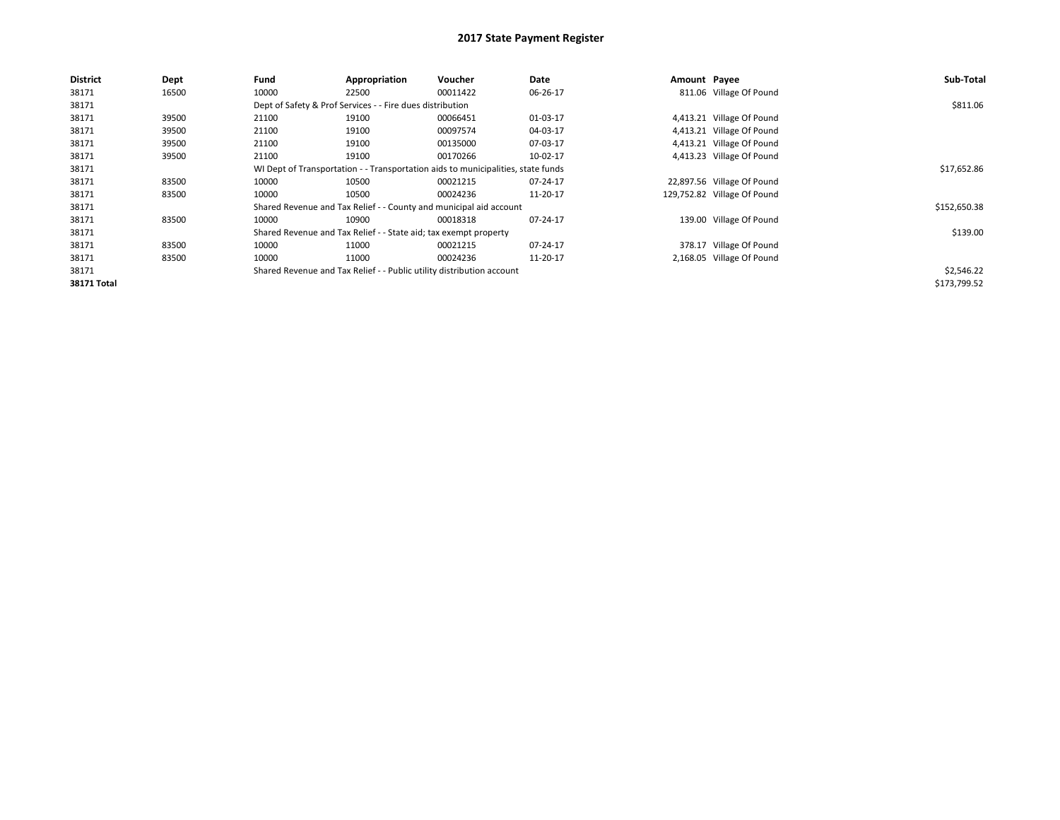# 2017 State Payment Register

| District | Dept | Fund | Appropriation | Voucher | Date | Amount | Payee | Sub-Total |
|---|---|---|---|---|---|---|---|---|
| 38171 | 16500 | 10000 | 22500 | 00011422 | 06-26-17 | 811.06 | Village Of Pound | |
| 38171 | | Dept of Safety & Prof Services - - Fire dues distribution | | | | | | $811.06 |
| 38171 | 39500 | 21100 | 19100 | 00066451 | 01-03-17 | 4,413.21 | Village Of Pound | |
| 38171 | 39500 | 21100 | 19100 | 00097574 | 04-03-17 | 4,413.21 | Village Of Pound | |
| 38171 | 39500 | 21100 | 19100 | 00135000 | 07-03-17 | 4,413.21 | Village Of Pound | |
| 38171 | 39500 | 21100 | 19100 | 00170266 | 10-02-17 | 4,413.23 | Village Of Pound | |
| 38171 | | WI Dept of Transportation - - Transportation aids to municipalities, state funds | | | | | | $17,652.86 |
| 38171 | 83500 | 10000 | 10500 | 00021215 | 07-24-17 | 22,897.56 | Village Of Pound | |
| 38171 | 83500 | 10000 | 10500 | 00024236 | 11-20-17 | 129,752.82 | Village Of Pound | |
| 38171 | | Shared Revenue and Tax Relief - - County and municipal aid account | | | | | | $152,650.38 |
| 38171 | 83500 | 10000 | 10900 | 00018318 | 07-24-17 | 139.00 | Village Of Pound | |
| 38171 | | Shared Revenue and Tax Relief - - State aid; tax exempt property | | | | | | $139.00 |
| 38171 | 83500 | 10000 | 11000 | 00021215 | 07-24-17 | 378.17 | Village Of Pound | |
| 38171 | 83500 | 10000 | 11000 | 00024236 | 11-20-17 | 2,168.05 | Village Of Pound | |
| 38171 | | Shared Revenue and Tax Relief - - Public utility distribution account | | | | | | $2,546.22 |
| **38171 Total** | | | | | | | | $173,799.52 |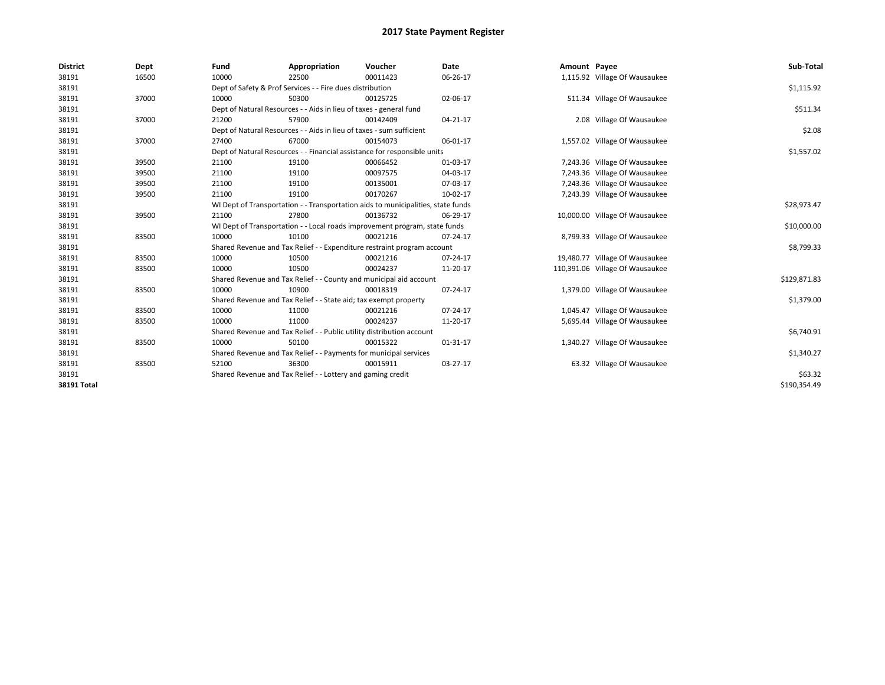# 2017 State Payment Register

| District | Dept | Fund | Appropriation | Voucher | Date | Amount | Payee | Sub-Total |
|---|---|---|---|---|---|---|---|---|
| 38191 | 16500 | 10000 | 22500 | 00011423 | 06-26-17 | 1,115.92 | Village Of Wausaukee | |
| 38191 | | Dept of Safety & Prof Services - - Fire dues distribution | | | | | | $1,115.92 |
| 38191 | 37000 | 10000 | 50300 | 00125725 | 02-06-17 | 511.34 | Village Of Wausaukee | |
| 38191 | | Dept of Natural Resources - - Aids in lieu of taxes - general fund | | | | | | $511.34 |
| 38191 | 37000 | 21200 | 57900 | 00142409 | 04-21-17 | 2.08 | Village Of Wausaukee | |
| 38191 | | Dept of Natural Resources - - Aids in lieu of taxes - sum sufficient | | | | | | $2.08 |
| 38191 | 37000 | 27400 | 67000 | 00154073 | 06-01-17 | 1,557.02 | Village Of Wausaukee | |
| 38191 | | Dept of Natural Resources - - Financial assistance for responsible units | | | | | | $1,557.02 |
| 38191 | 39500 | 21100 | 19100 | 00066452 | 01-03-17 | 7,243.36 | Village Of Wausaukee | |
| 38191 | 39500 | 21100 | 19100 | 00097575 | 04-03-17 | 7,243.36 | Village Of Wausaukee | |
| 38191 | 39500 | 21100 | 19100 | 00135001 | 07-03-17 | 7,243.36 | Village Of Wausaukee | |
| 38191 | 39500 | 21100 | 19100 | 00170267 | 10-02-17 | 7,243.39 | Village Of Wausaukee | |
| 38191 | | WI Dept of Transportation - - Transportation aids to municipalities, state funds | | | | | | $28,973.47 |
| 38191 | 39500 | 21100 | 27800 | 00136732 | 06-29-17 | 10,000.00 | Village Of Wausaukee | |
| 38191 | | WI Dept of Transportation - - Local roads improvement program, state funds | | | | | | $10,000.00 |
| 38191 | 83500 | 10000 | 10100 | 00021216 | 07-24-17 | 8,799.33 | Village Of Wausaukee | |
| 38191 | | Shared Revenue and Tax Relief - - Expenditure restraint program account | | | | | | $8,799.33 |
| 38191 | 83500 | 10000 | 10500 | 00021216 | 07-24-17 | 19,480.77 | Village Of Wausaukee | |
| 38191 | 83500 | 10000 | 10500 | 00024237 | 11-20-17 | 110,391.06 | Village Of Wausaukee | |
| 38191 | | Shared Revenue and Tax Relief - - County and municipal aid account | | | | | | $129,871.83 |
| 38191 | 83500 | 10000 | 10900 | 00018319 | 07-24-17 | 1,379.00 | Village Of Wausaukee | |
| 38191 | | Shared Revenue and Tax Relief - - State aid; tax exempt property | | | | | | $1,379.00 |
| 38191 | 83500 | 10000 | 11000 | 00021216 | 07-24-17 | 1,045.47 | Village Of Wausaukee | |
| 38191 | 83500 | 10000 | 11000 | 00024237 | 11-20-17 | 5,695.44 | Village Of Wausaukee | |
| 38191 | | Shared Revenue and Tax Relief - - Public utility distribution account | | | | | | $6,740.91 |
| 38191 | 83500 | 10000 | 50100 | 00015322 | 01-31-17 | 1,340.27 | Village Of Wausaukee | |
| 38191 | | Shared Revenue and Tax Relief - - Payments for municipal services | | | | | | $1,340.27 |
| 38191 | 83500 | 52100 | 36300 | 00015911 | 03-27-17 | 63.32 | Village Of Wausaukee | |
| 38191 | | Shared Revenue and Tax Relief - - Lottery and gaming credit | | | | | | $63.32 |
| **38191 Total** | | | | | | | | $190,354.49 |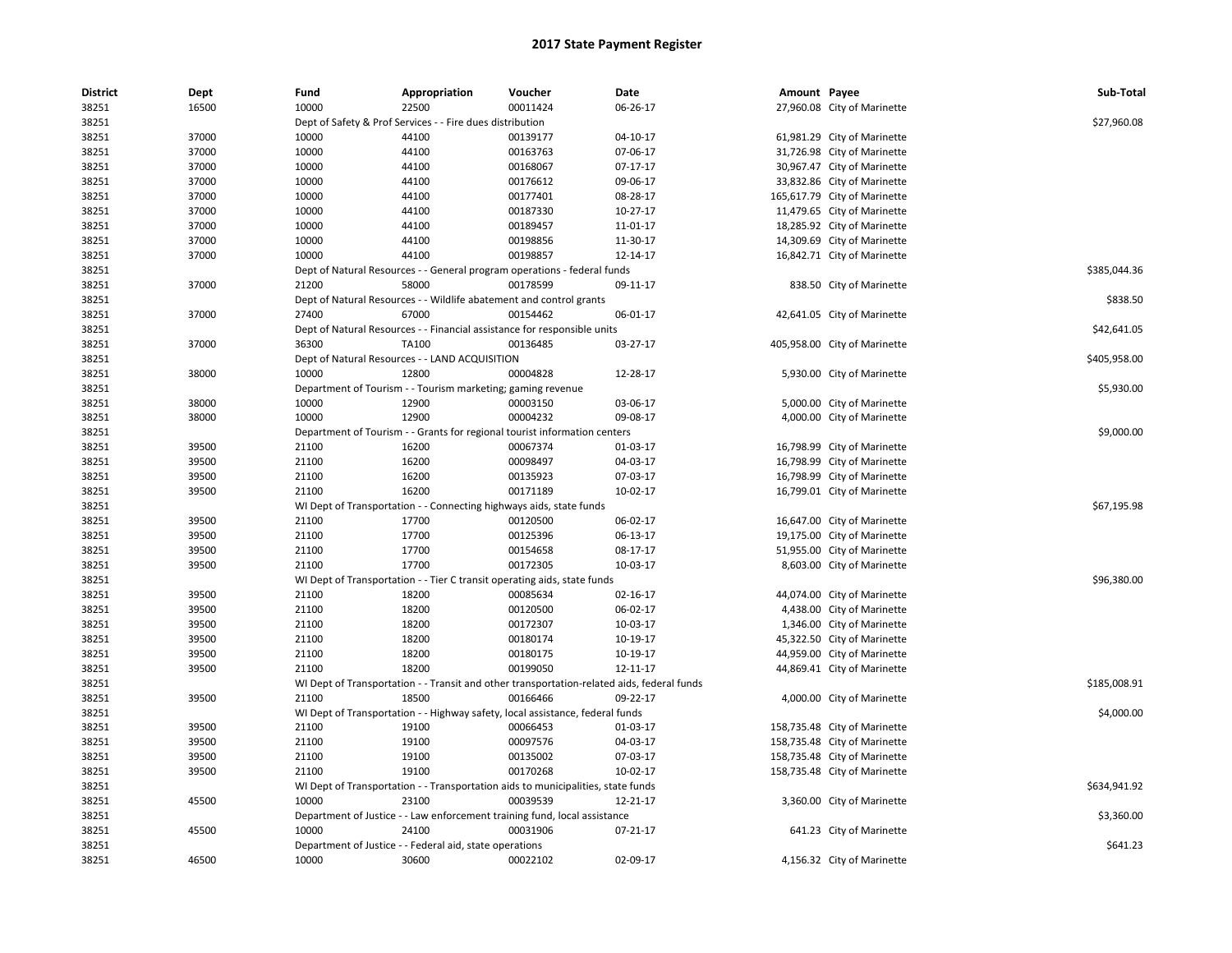# 2017 State Payment Register

| District | Dept | Fund | Appropriation | Voucher | Date | Amount | Payee | Sub-Total |
|---|---|---|---|---|---|---|---|---|
| 38251 | 16500 | 10000 | 22500 | 00011424 | 06-26-17 | 27,960.08 | City of Marinette | |
| 38251 | | Dept of Safety & Prof Services - - Fire dues distribution | | | | | | $27,960.08 |
| 38251 | 37000 | 10000 | 44100 | 00139177 | 04-10-17 | 61,981.29 | City of Marinette | |
| 38251 | 37000 | 10000 | 44100 | 00163763 | 07-06-17 | 31,726.98 | City of Marinette | |
| 38251 | 37000 | 10000 | 44100 | 00168067 | 07-17-17 | 30,967.47 | City of Marinette | |
| 38251 | 37000 | 10000 | 44100 | 00176612 | 09-06-17 | 33,832.86 | City of Marinette | |
| 38251 | 37000 | 10000 | 44100 | 00177401 | 08-28-17 | 165,617.79 | City of Marinette | |
| 38251 | 37000 | 10000 | 44100 | 00187330 | 10-27-17 | 11,479.65 | City of Marinette | |
| 38251 | 37000 | 10000 | 44100 | 00189457 | 11-01-17 | 18,285.92 | City of Marinette | |
| 38251 | 37000 | 10000 | 44100 | 00198856 | 11-30-17 | 14,309.69 | City of Marinette | |
| 38251 | 37000 | 10000 | 44100 | 00198857 | 12-14-17 | 16,842.71 | City of Marinette | |
| 38251 | | Dept of Natural Resources - - General program operations - federal funds | | | | | | $385,044.36 |
| 38251 | 37000 | 21200 | 58000 | 00178599 | 09-11-17 | 838.50 | City of Marinette | |
| 38251 | | Dept of Natural Resources - - Wildlife abatement and control grants | | | | | | $838.50 |
| 38251 | 37000 | 27400 | 67000 | 00154462 | 06-01-17 | 42,641.05 | City of Marinette | |
| 38251 | | Dept of Natural Resources - - Financial assistance for responsible units | | | | | | $42,641.05 |
| 38251 | 37000 | 36300 | TA100 | 00136485 | 03-27-17 | 405,958.00 | City of Marinette | |
| 38251 | | Dept of Natural Resources - - LAND ACQUISITION | | | | | | $405,958.00 |
| 38251 | 38000 | 10000 | 12800 | 00004828 | 12-28-17 | 5,930.00 | City of Marinette | |
| 38251 | | Department of Tourism - - Tourism marketing; gaming revenue | | | | | | $5,930.00 |
| 38251 | 38000 | 10000 | 12900 | 00003150 | 03-06-17 | 5,000.00 | City of Marinette | |
| 38251 | 38000 | 10000 | 12900 | 00004232 | 09-08-17 | 4,000.00 | City of Marinette | |
| 38251 | | Department of Tourism - - Grants for regional tourist information centers | | | | | | $9,000.00 |
| 38251 | 39500 | 21100 | 16200 | 00067374 | 01-03-17 | 16,798.99 | City of Marinette | |
| 38251 | 39500 | 21100 | 16200 | 00098497 | 04-03-17 | 16,798.99 | City of Marinette | |
| 38251 | 39500 | 21100 | 16200 | 00135923 | 07-03-17 | 16,798.99 | City of Marinette | |
| 38251 | 39500 | 21100 | 16200 | 00171189 | 10-02-17 | 16,799.01 | City of Marinette | |
| 38251 | | WI Dept of Transportation - - Connecting highways aids, state funds | | | | | | $67,195.98 |
| 38251 | 39500 | 21100 | 17700 | 00120500 | 06-02-17 | 16,647.00 | City of Marinette | |
| 38251 | 39500 | 21100 | 17700 | 00125396 | 06-13-17 | 19,175.00 | City of Marinette | |
| 38251 | 39500 | 21100 | 17700 | 00154658 | 08-17-17 | 51,955.00 | City of Marinette | |
| 38251 | 39500 | 21100 | 17700 | 00172305 | 10-03-17 | 8,603.00 | City of Marinette | |
| 38251 | | WI Dept of Transportation - - Tier C transit operating aids, state funds | | | | | | $96,380.00 |
| 38251 | 39500 | 21100 | 18200 | 00085634 | 02-16-17 | 44,074.00 | City of Marinette | |
| 38251 | 39500 | 21100 | 18200 | 00120500 | 06-02-17 | 4,438.00 | City of Marinette | |
| 38251 | 39500 | 21100 | 18200 | 00172307 | 10-03-17 | 1,346.00 | City of Marinette | |
| 38251 | 39500 | 21100 | 18200 | 00180174 | 10-19-17 | 45,322.50 | City of Marinette | |
| 38251 | 39500 | 21100 | 18200 | 00180175 | 10-19-17 | 44,959.00 | City of Marinette | |
| 38251 | 39500 | 21100 | 18200 | 00199050 | 12-11-17 | 44,869.41 | City of Marinette | |
| 38251 | | WI Dept of Transportation - - Transit and other transportation-related aids, federal funds | | | | | | $185,008.91 |
| 38251 | 39500 | 21100 | 18500 | 00166466 | 09-22-17 | 4,000.00 | City of Marinette | |
| 38251 | | WI Dept of Transportation - - Highway safety, local assistance, federal funds | | | | | | $4,000.00 |
| 38251 | 39500 | 21100 | 19100 | 00066453 | 01-03-17 | 158,735.48 | City of Marinette | |
| 38251 | 39500 | 21100 | 19100 | 00097576 | 04-03-17 | 158,735.48 | City of Marinette | |
| 38251 | 39500 | 21100 | 19100 | 00135002 | 07-03-17 | 158,735.48 | City of Marinette | |
| 38251 | 39500 | 21100 | 19100 | 00170268 | 10-02-17 | 158,735.48 | City of Marinette | |
| 38251 | | WI Dept of Transportation - - Transportation aids to municipalities, state funds | | | | | | $634,941.92 |
| 38251 | 45500 | 10000 | 23100 | 00039539 | 12-21-17 | 3,360.00 | City of Marinette | |
| 38251 | | Department of Justice - - Law enforcement training fund, local assistance | | | | | | $3,360.00 |
| 38251 | 45500 | 10000 | 24100 | 00031906 | 07-21-17 | 641.23 | City of Marinette | |
| 38251 | | Department of Justice - - Federal aid, state operations | | | | | | $641.23 |
| 38251 | 46500 | 10000 | 30600 | 00022102 | 02-09-17 | 4,156.32 | City of Marinette | |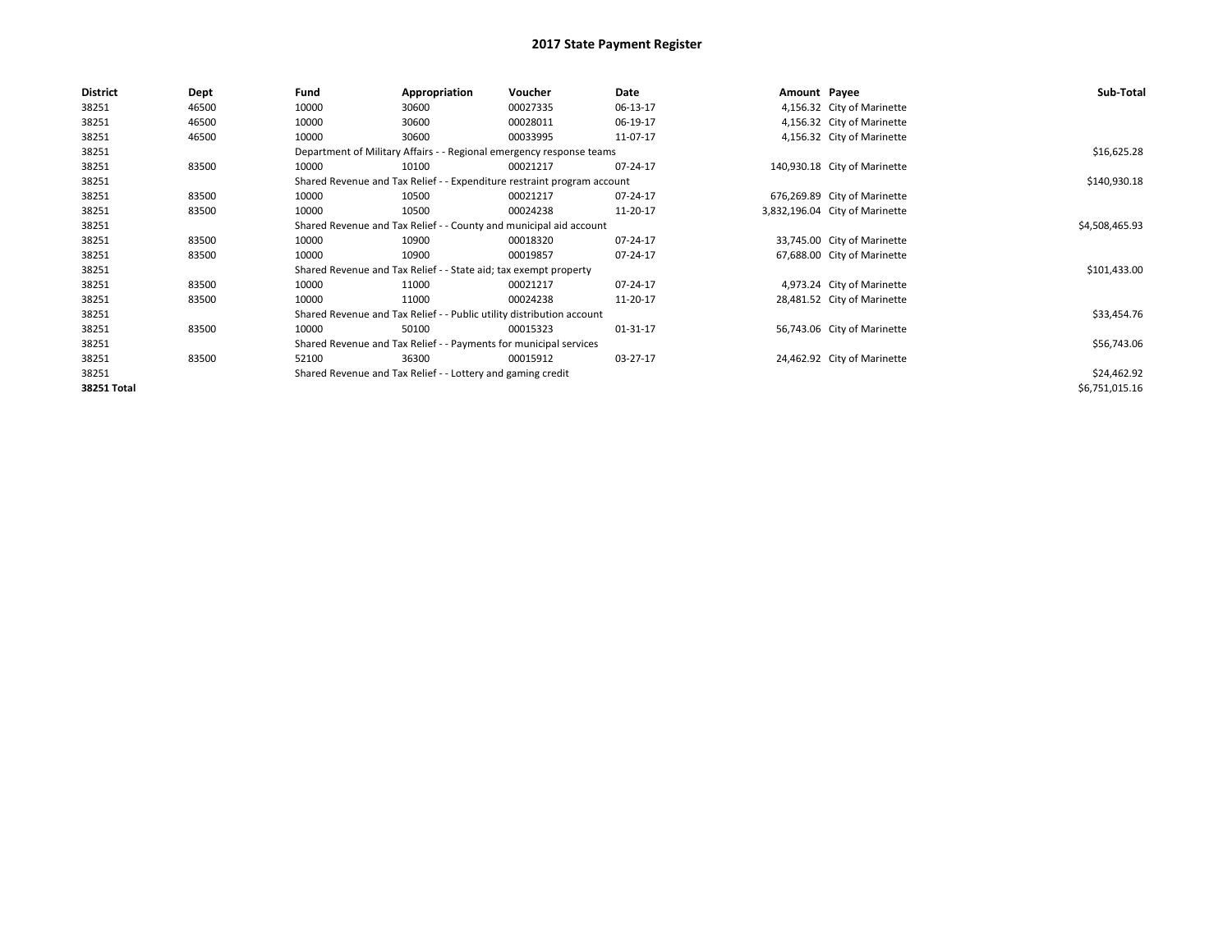# 2017 State Payment Register

| District | Dept | Fund | Appropriation | Voucher | Date | Amount | Payee | Sub-Total |
|---|---|---|---|---|---|---|---|---|
| 38251 | 46500 | 10000 | 30600 | 00027335 | 06-13-17 | 4,156.32 | City of Marinette | |
| 38251 | 46500 | 10000 | 30600 | 00028011 | 06-19-17 | 4,156.32 | City of Marinette | |
| 38251 | 46500 | 10000 | 30600 | 00033995 | 11-07-17 | 4,156.32 | City of Marinette | |
| 38251 | | Department of Military Affairs - - Regional emergency response teams | | | | | | $16,625.28 |
| 38251 | 83500 | 10000 | 10100 | 00021217 | 07-24-17 | 140,930.18 | City of Marinette | |
| 38251 | | Shared Revenue and Tax Relief - - Expenditure restraint program account | | | | | | $140,930.18 |
| 38251 | 83500 | 10000 | 10500 | 00021217 | 07-24-17 | 676,269.89 | City of Marinette | |
| 38251 | 83500 | 10000 | 10500 | 00024238 | 11-20-17 | 3,832,196.04 | City of Marinette | |
| 38251 | | Shared Revenue and Tax Relief - - County and municipal aid account | | | | | | $4,508,465.93 |
| 38251 | 83500 | 10000 | 10900 | 00018320 | 07-24-17 | 33,745.00 | City of Marinette | |
| 38251 | 83500 | 10000 | 10900 | 00019857 | 07-24-17 | 67,688.00 | City of Marinette | |
| 38251 | | Shared Revenue and Tax Relief - - State aid; tax exempt property | | | | | | $101,433.00 |
| 38251 | 83500 | 10000 | 11000 | 00021217 | 07-24-17 | 4,973.24 | City of Marinette | |
| 38251 | 83500 | 10000 | 11000 | 00024238 | 11-20-17 | 28,481.52 | City of Marinette | |
| 38251 | | Shared Revenue and Tax Relief - - Public utility distribution account | | | | | | $33,454.76 |
| 38251 | 83500 | 10000 | 50100 | 00015323 | 01-31-17 | 56,743.06 | City of Marinette | |
| 38251 | | Shared Revenue and Tax Relief - - Payments for municipal services | | | | | | $56,743.06 |
| 38251 | 83500 | 52100 | 36300 | 00015912 | 03-27-17 | 24,462.92 | City of Marinette | |
| 38251 | | Shared Revenue and Tax Relief - - Lottery and gaming credit | | | | | | $24,462.92 |
| **38251 Total** | | | | | | | | $6,751,015.16 |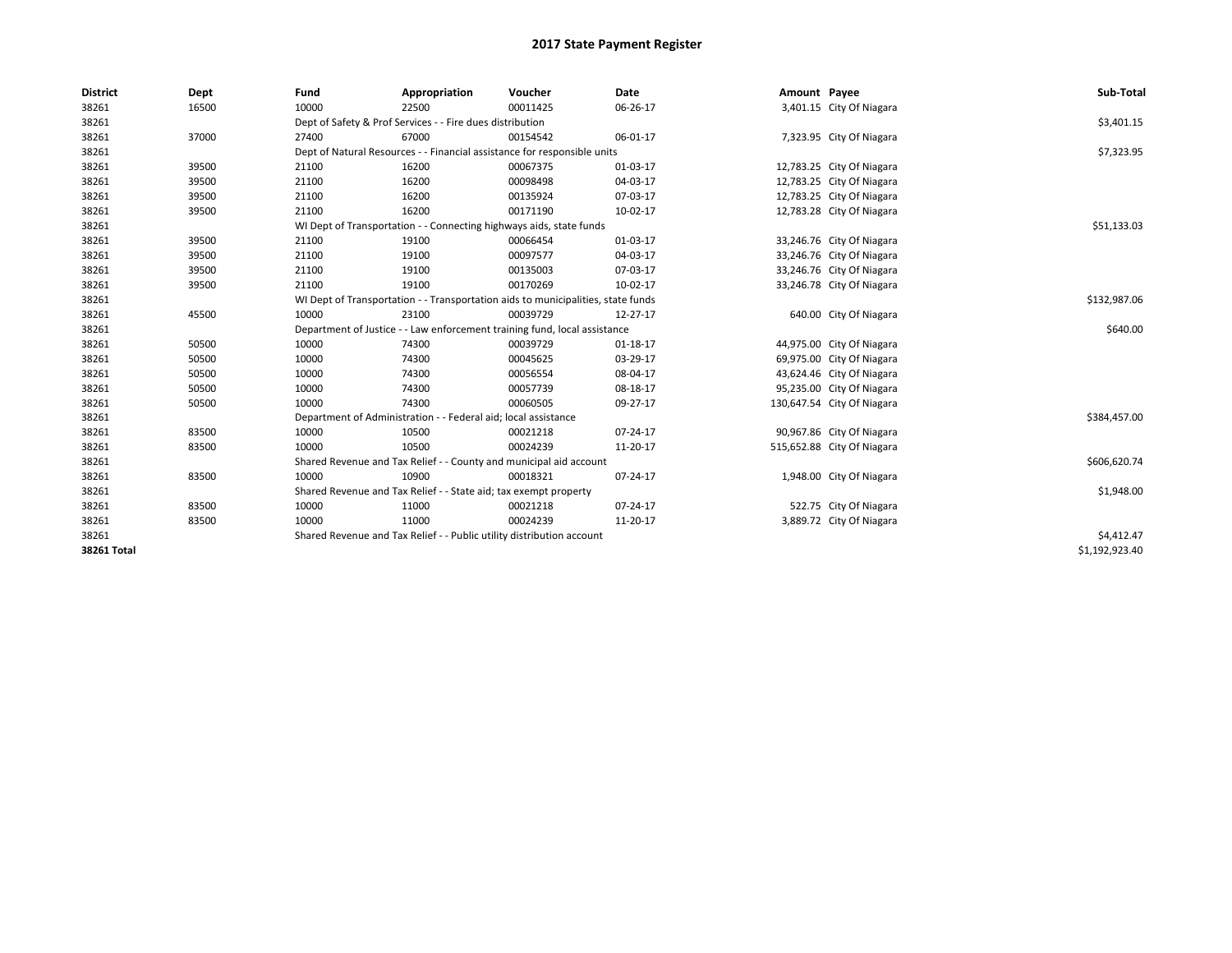# 2017 State Payment Register

| District | Dept | Fund | Appropriation | Voucher | Date | Amount | Payee | Sub-Total |
|---|---|---|---|---|---|---|---|---|
| 38261 | 16500 | 10000 | 22500 | 00011425 | 06-26-17 | 3,401.15 | City Of Niagara | |
| 38261 | | Dept of Safety & Prof Services - - Fire dues distribution | | | | | | $3,401.15 |
| 38261 | 37000 | 27400 | 67000 | 00154542 | 06-01-17 | 7,323.95 | City Of Niagara | |
| 38261 | | Dept of Natural Resources - - Financial assistance for responsible units | | | | | | $7,323.95 |
| 38261 | 39500 | 21100 | 16200 | 00067375 | 01-03-17 | 12,783.25 | City Of Niagara | |
| 38261 | 39500 | 21100 | 16200 | 00098498 | 04-03-17 | 12,783.25 | City Of Niagara | |
| 38261 | 39500 | 21100 | 16200 | 00135924 | 07-03-17 | 12,783.25 | City Of Niagara | |
| 38261 | 39500 | 21100 | 16200 | 00171190 | 10-02-17 | 12,783.28 | City Of Niagara | |
| 38261 | | WI Dept of Transportation - - Connecting highways aids, state funds | | | | | | $51,133.03 |
| 38261 | 39500 | 21100 | 19100 | 00066454 | 01-03-17 | 33,246.76 | City Of Niagara | |
| 38261 | 39500 | 21100 | 19100 | 00097577 | 04-03-17 | 33,246.76 | City Of Niagara | |
| 38261 | 39500 | 21100 | 19100 | 00135003 | 07-03-17 | 33,246.76 | City Of Niagara | |
| 38261 | 39500 | 21100 | 19100 | 00170269 | 10-02-17 | 33,246.78 | City Of Niagara | |
| 38261 | | WI Dept of Transportation - - Transportation aids to municipalities, state funds | | | | | | $132,987.06 |
| 38261 | 45500 | 10000 | 23100 | 00039729 | 12-27-17 | 640.00 | City Of Niagara | |
| 38261 | | Department of Justice - - Law enforcement training fund, local assistance | | | | | | $640.00 |
| 38261 | 50500 | 10000 | 74300 | 00039729 | 01-18-17 | 44,975.00 | City Of Niagara | |
| 38261 | 50500 | 10000 | 74300 | 00045625 | 03-29-17 | 69,975.00 | City Of Niagara | |
| 38261 | 50500 | 10000 | 74300 | 00056554 | 08-04-17 | 43,624.46 | City Of Niagara | |
| 38261 | 50500 | 10000 | 74300 | 00057739 | 08-18-17 | 95,235.00 | City Of Niagara | |
| 38261 | 50500 | 10000 | 74300 | 00060505 | 09-27-17 | 130,647.54 | City Of Niagara | |
| 38261 | | Department of Administration - - Federal aid; local assistance | | | | | | $384,457.00 |
| 38261 | 83500 | 10000 | 10500 | 00021218 | 07-24-17 | 90,967.86 | City Of Niagara | |
| 38261 | 83500 | 10000 | 10500 | 00024239 | 11-20-17 | 515,652.88 | City Of Niagara | |
| 38261 | | Shared Revenue and Tax Relief - - County and municipal aid account | | | | | | $606,620.74 |
| 38261 | 83500 | 10000 | 10900 | 00018321 | 07-24-17 | 1,948.00 | City Of Niagara | |
| 38261 | | Shared Revenue and Tax Relief - - State aid; tax exempt property | | | | | | $1,948.00 |
| 38261 | 83500 | 10000 | 11000 | 00021218 | 07-24-17 | 522.75 | City Of Niagara | |
| 38261 | 83500 | 10000 | 11000 | 00024239 | 11-20-17 | 3,889.72 | City Of Niagara | |
| 38261 | | Shared Revenue and Tax Relief - - Public utility distribution account | | | | | | $4,412.47 |
| **38261 Total** | | | | | | | | $1,192,923.40 |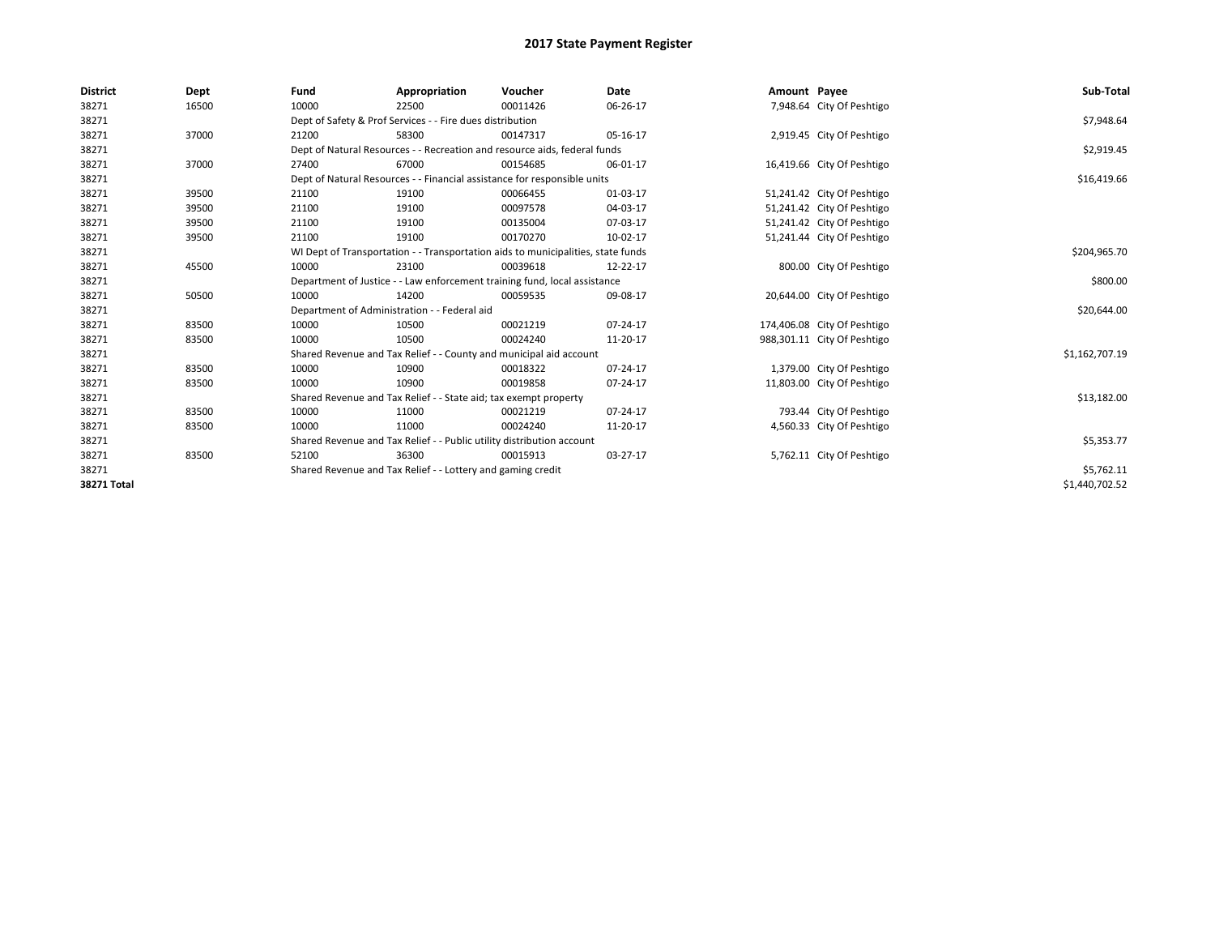# 2017 State Payment Register

| District | Dept | Fund | Appropriation | Voucher | Date | Amount | Payee | Sub-Total |
|---|---|---|---|---|---|---|---|---|
| 38271 | 16500 | 10000 | 22500 | 00011426 | 06-26-17 | 7,948.64 | City Of Peshtigo | |
| 38271 | | Dept of Safety & Prof Services - - Fire dues distribution | | | | | | $7,948.64 |
| 38271 | 37000 | 21200 | 58300 | 00147317 | 05-16-17 | 2,919.45 | City Of Peshtigo | |
| 38271 | | Dept of Natural Resources - - Recreation and resource aids, federal funds | | | | | | $2,919.45 |
| 38271 | 37000 | 27400 | 67000 | 00154685 | 06-01-17 | 16,419.66 | City Of Peshtigo | |
| 38271 | | Dept of Natural Resources - - Financial assistance for responsible units | | | | | | $16,419.66 |
| 38271 | 39500 | 21100 | 19100 | 00066455 | 01-03-17 | 51,241.42 | City Of Peshtigo | |
| 38271 | 39500 | 21100 | 19100 | 00097578 | 04-03-17 | 51,241.42 | City Of Peshtigo | |
| 38271 | 39500 | 21100 | 19100 | 00135004 | 07-03-17 | 51,241.42 | City Of Peshtigo | |
| 38271 | 39500 | 21100 | 19100 | 00170270 | 10-02-17 | 51,241.44 | City Of Peshtigo | |
| 38271 | | WI Dept of Transportation - - Transportation aids to municipalities, state funds | | | | | | $204,965.70 |
| 38271 | 45500 | 10000 | 23100 | 00039618 | 12-22-17 | 800.00 | City Of Peshtigo | |
| 38271 | | Department of Justice - - Law enforcement training fund, local assistance | | | | | | $800.00 |
| 38271 | 50500 | 10000 | 14200 | 00059535 | 09-08-17 | 20,644.00 | City Of Peshtigo | |
| 38271 | | Department of Administration - - Federal aid | | | | | | $20,644.00 |
| 38271 | 83500 | 10000 | 10500 | 00021219 | 07-24-17 | 174,406.08 | City Of Peshtigo | |
| 38271 | 83500 | 10000 | 10500 | 00024240 | 11-20-17 | 988,301.11 | City Of Peshtigo | |
| 38271 | | Shared Revenue and Tax Relief - - County and municipal aid account | | | | | | $1,162,707.19 |
| 38271 | 83500 | 10000 | 10900 | 00018322 | 07-24-17 | 1,379.00 | City Of Peshtigo | |
| 38271 | 83500 | 10000 | 10900 | 00019858 | 07-24-17 | 11,803.00 | City Of Peshtigo | |
| 38271 | | Shared Revenue and Tax Relief - - State aid; tax exempt property | | | | | | $13,182.00 |
| 38271 | 83500 | 10000 | 11000 | 00021219 | 07-24-17 | 793.44 | City Of Peshtigo | |
| 38271 | 83500 | 10000 | 11000 | 00024240 | 11-20-17 | 4,560.33 | City Of Peshtigo | |
| 38271 | | Shared Revenue and Tax Relief - - Public utility distribution account | | | | | | $5,353.77 |
| 38271 | 83500 | 52100 | 36300 | 00015913 | 03-27-17 | 5,762.11 | City Of Peshtigo | |
| 38271 | | Shared Revenue and Tax Relief - - Lottery and gaming credit | | | | | | $5,762.11 |
| **38271 Total** | | | | | | | | $1,440,702.52 |